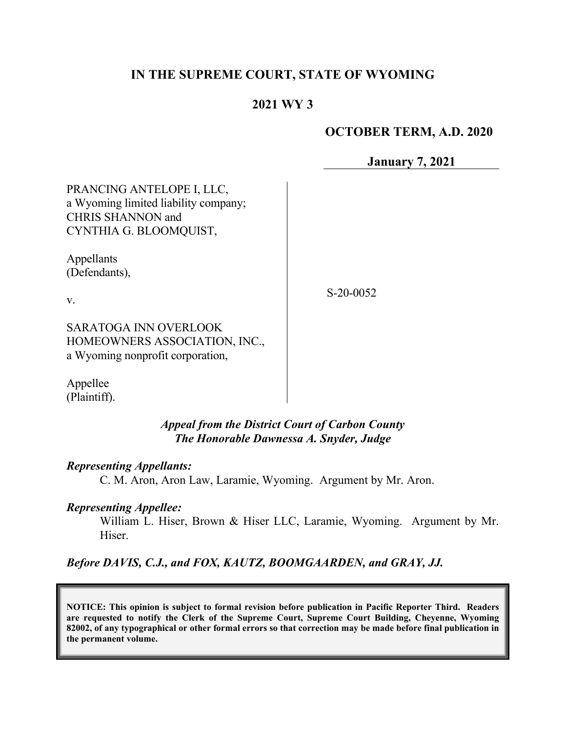# IN THE SUPREME COURT, STATE OF WYOMING

## 2021 WY 3

**OCTOBER TERM, A.D. 2020**

**January 7, 2021**

PRANCING ANTELOPE I, LLC,
a Wyoming limited liability company;
CHRIS SHANNON and
CYNTHIA G. BLOOMQUIST,

Appellants
(Defendants),

v.

SARATOGA INN OVERLOOK
HOMEOWNERS ASSOCIATION, INC.,
a Wyoming nonprofit corporation,

Appellee
(Plaintiff).

S-20-0052

*Appeal from the District Court of Carbon County*
*The Honorable Dawnessa A. Snyder, Judge*

***Representing Appellants:***

C. M. Aron, Aron Law, Laramie, Wyoming. Argument by Mr. Aron.

***Representing Appellee:***

William L. Hiser, Brown & Hiser LLC, Laramie, Wyoming. Argument by Mr. Hiser.

***Before DAVIS, C.J., and FOX, KAUTZ, BOOMGAARDEN, and GRAY, JJ.***

**NOTICE: This opinion is subject to formal revision before publication in Pacific Reporter Third. Readers are requested to notify the Clerk of the Supreme Court, Supreme Court Building, Cheyenne, Wyoming 82002, of any typographical or other formal errors so that correction may be made before final publication in the permanent volume.**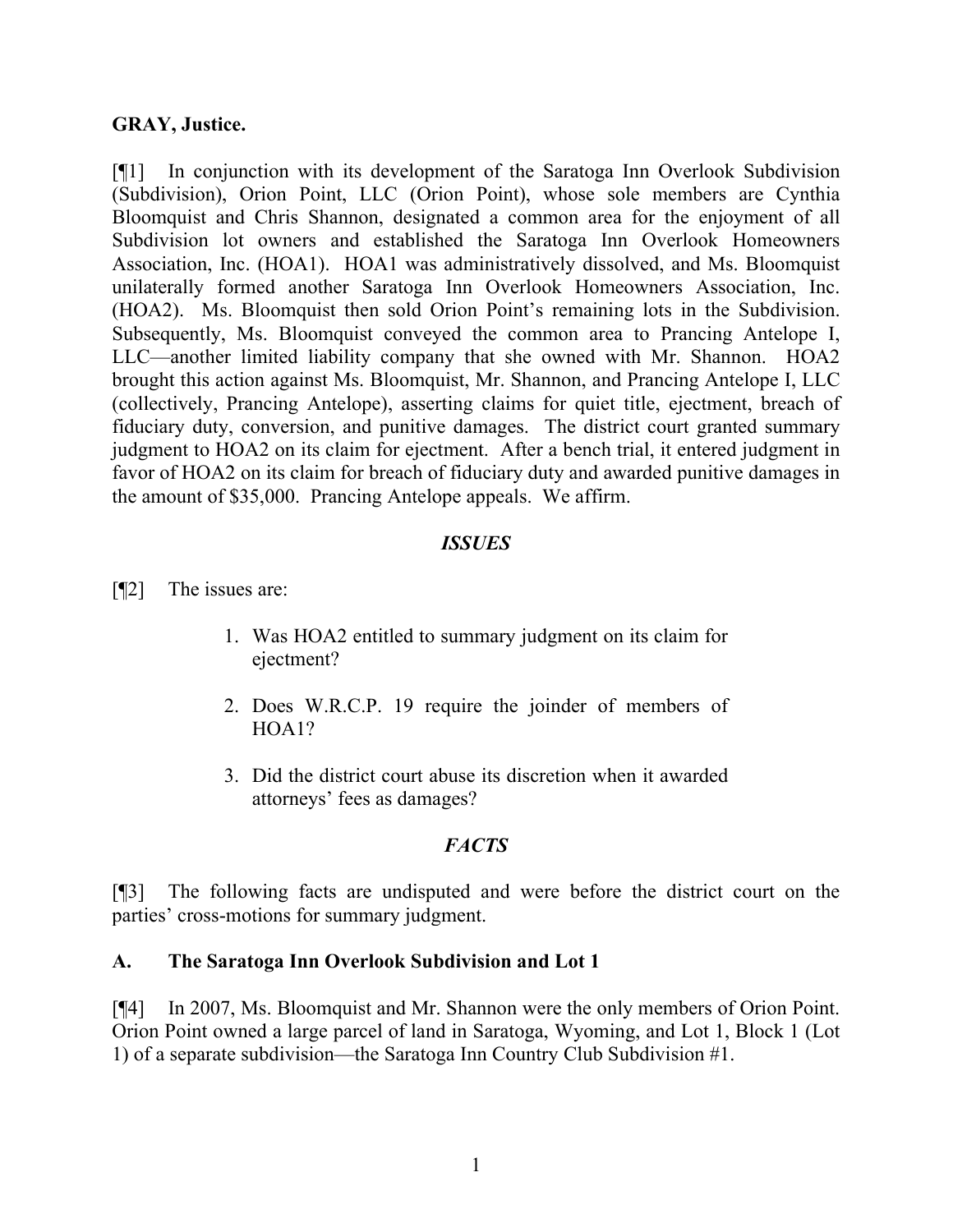**GRAY, Justice.**

[¶1] In conjunction with its development of the Saratoga Inn Overlook Subdivision (Subdivision), Orion Point, LLC (Orion Point), whose sole members are Cynthia Bloomquist and Chris Shannon, designated a common area for the enjoyment of all Subdivision lot owners and established the Saratoga Inn Overlook Homeowners Association, Inc. (HOA1). HOA1 was administratively dissolved, and Ms. Bloomquist unilaterally formed another Saratoga Inn Overlook Homeowners Association, Inc. (HOA2). Ms. Bloomquist then sold Orion Point's remaining lots in the Subdivision. Subsequently, Ms. Bloomquist conveyed the common area to Prancing Antelope I, LLC—another limited liability company that she owned with Mr. Shannon. HOA2 brought this action against Ms. Bloomquist, Mr. Shannon, and Prancing Antelope I, LLC (collectively, Prancing Antelope), asserting claims for quiet title, ejectment, breach of fiduciary duty, conversion, and punitive damages. The district court granted summary judgment to HOA2 on its claim for ejectment. After a bench trial, it entered judgment in favor of HOA2 on its claim for breach of fiduciary duty and awarded punitive damages in the amount of $35,000. Prancing Antelope appeals. We affirm.

## *ISSUES*

[¶2] The issues are:

1. Was HOA2 entitled to summary judgment on its claim for ejectment?
2. Does W.R.C.P. 19 require the joinder of members of HOA1?
3. Did the district court abuse its discretion when it awarded attorneys' fees as damages?

## *FACTS*

[¶3] The following facts are undisputed and were before the district court on the parties' cross-motions for summary judgment.

### A. The Saratoga Inn Overlook Subdivision and Lot 1

[¶4] In 2007, Ms. Bloomquist and Mr. Shannon were the only members of Orion Point. Orion Point owned a large parcel of land in Saratoga, Wyoming, and Lot 1, Block 1 (Lot 1) of a separate subdivision—the Saratoga Inn Country Club Subdivision #1.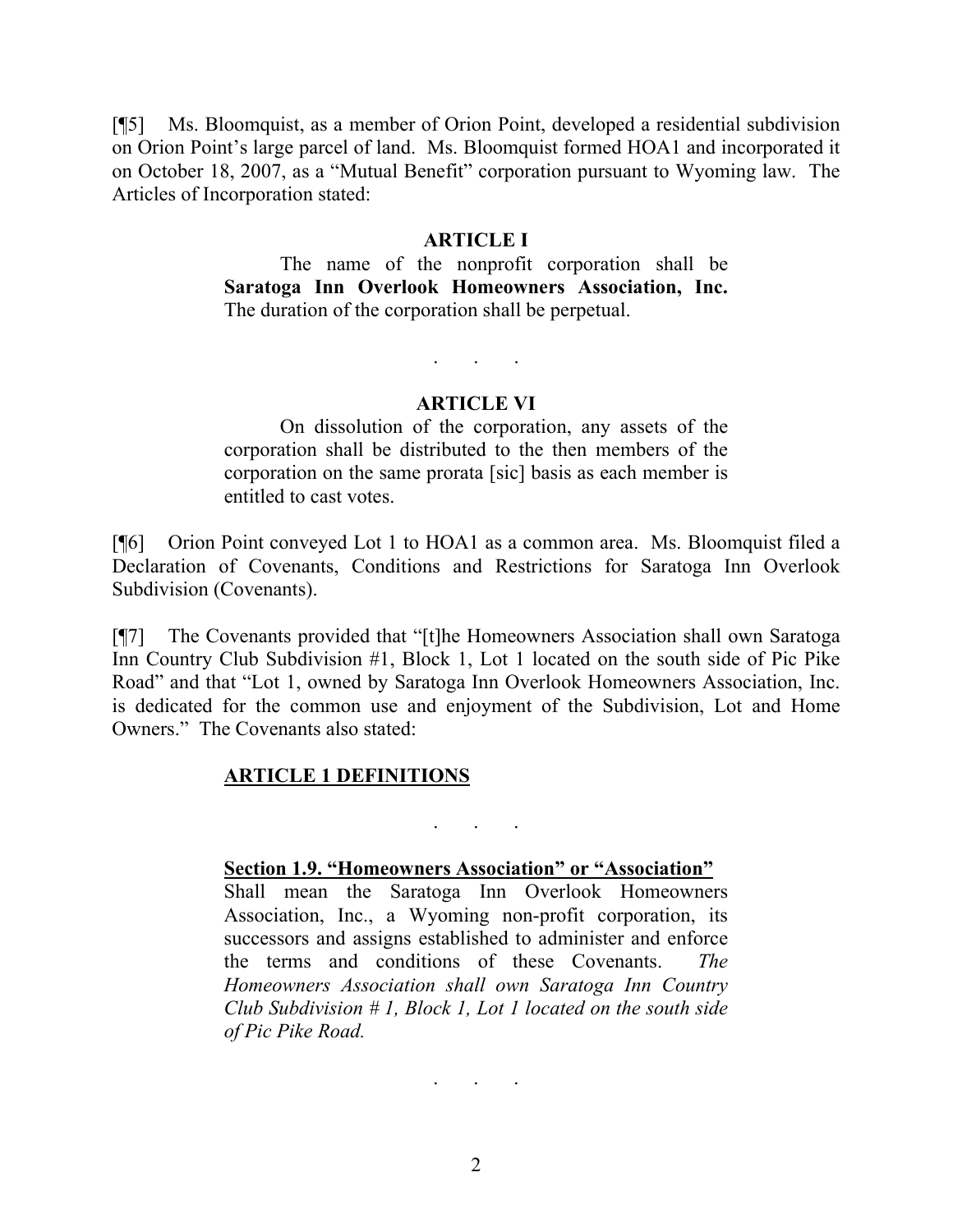[¶5] Ms. Bloomquist, as a member of Orion Point, developed a residential subdivision on Orion Point's large parcel of land. Ms. Bloomquist formed HOA1 and incorporated it on October 18, 2007, as a "Mutual Benefit" corporation pursuant to Wyoming law. The Articles of Incorporation stated:

> **ARTICLE I**
>
> The name of the nonprofit corporation shall be **Saratoga Inn Overlook Homeowners Association, Inc.** The duration of the corporation shall be perpetual.
>
> . . .
>
> **ARTICLE VI**
>
> On dissolution of the corporation, any assets of the corporation shall be distributed to the then members of the corporation on the same prorata [sic] basis as each member is entitled to cast votes.

[¶6] Orion Point conveyed Lot 1 to HOA1 as a common area. Ms. Bloomquist filed a Declaration of Covenants, Conditions and Restrictions for Saratoga Inn Overlook Subdivision (Covenants).

[¶7] The Covenants provided that "[t]he Homeowners Association shall own Saratoga Inn Country Club Subdivision #1, Block 1, Lot 1 located on the south side of Pic Pike Road" and that "Lot 1, owned by Saratoga Inn Overlook Homeowners Association, Inc. is dedicated for the common use and enjoyment of the Subdivision, Lot and Home Owners." The Covenants also stated:

> **ARTICLE 1 DEFINITIONS**
>
> . . .
>
> **Section 1.9. "Homeowners Association" or "Association"**
> Shall mean the Saratoga Inn Overlook Homeowners Association, Inc., a Wyoming non-profit corporation, its successors and assigns established to administer and enforce the terms and conditions of these Covenants. *The Homeowners Association shall own Saratoga Inn Country Club Subdivision # 1, Block 1, Lot 1 located on the south side of Pic Pike Road.*
>
> . . .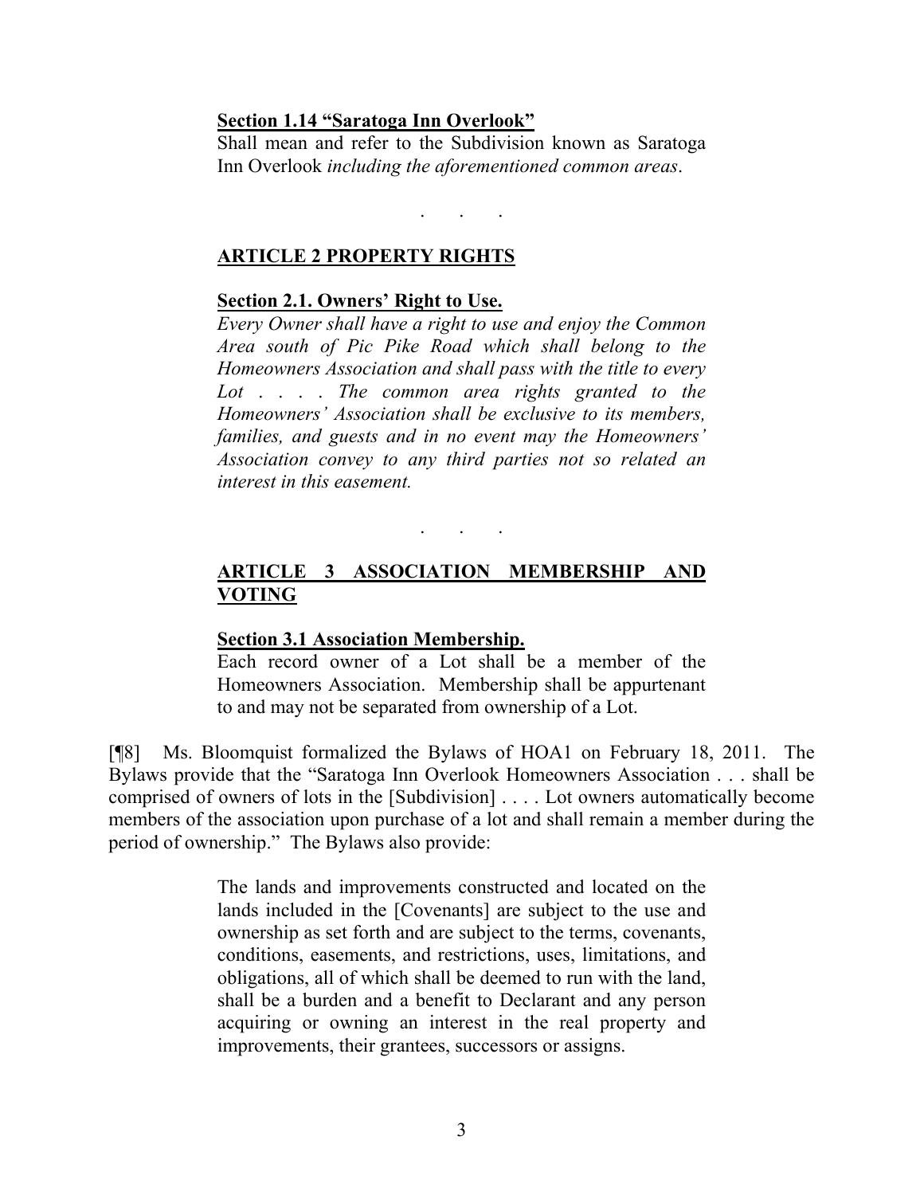**Section 1.14 "Saratoga Inn Overlook"**

Shall mean and refer to the Subdivision known as Saratoga Inn Overlook *including the aforementioned common areas*.

. . .

**ARTICLE 2 PROPERTY RIGHTS**

**Section 2.1. Owners' Right to Use.**

*Every Owner shall have a right to use and enjoy the Common Area south of Pic Pike Road which shall belong to the Homeowners Association and shall pass with the title to every Lot . . . . The common area rights granted to the Homeowners' Association shall be exclusive to its members, families, and guests and in no event may the Homeowners' Association convey to any third parties not so related an interest in this easement.*

. . .

**ARTICLE 3 ASSOCIATION MEMBERSHIP AND VOTING**

**Section 3.1 Association Membership.**

Each record owner of a Lot shall be a member of the Homeowners Association. Membership shall be appurtenant to and may not be separated from ownership of a Lot.

[¶8] Ms. Bloomquist formalized the Bylaws of HOA1 on February 18, 2011. The Bylaws provide that the "Saratoga Inn Overlook Homeowners Association . . . shall be comprised of owners of lots in the [Subdivision] . . . . Lot owners automatically become members of the association upon purchase of a lot and shall remain a member during the period of ownership." The Bylaws also provide:

> The lands and improvements constructed and located on the lands included in the [Covenants] are subject to the use and ownership as set forth and are subject to the terms, covenants, conditions, easements, and restrictions, uses, limitations, and obligations, all of which shall be deemed to run with the land, shall be a burden and a benefit to Declarant and any person acquiring or owning an interest in the real property and improvements, their grantees, successors or assigns.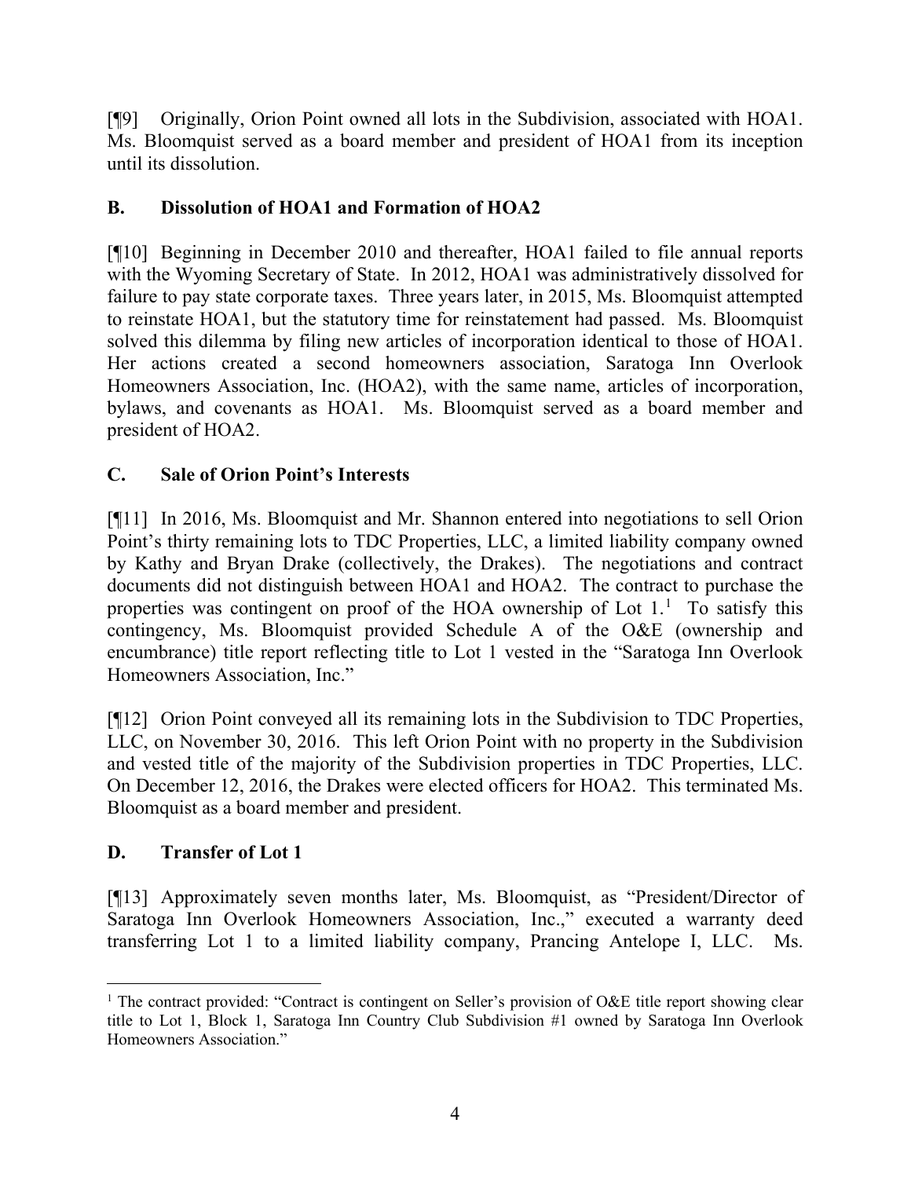[¶9] Originally, Orion Point owned all lots in the Subdivision, associated with HOA1. Ms. Bloomquist served as a board member and president of HOA1 from its inception until its dissolution.

### B. Dissolution of HOA1 and Formation of HOA2

[¶10] Beginning in December 2010 and thereafter, HOA1 failed to file annual reports with the Wyoming Secretary of State. In 2012, HOA1 was administratively dissolved for failure to pay state corporate taxes. Three years later, in 2015, Ms. Bloomquist attempted to reinstate HOA1, but the statutory time for reinstatement had passed. Ms. Bloomquist solved this dilemma by filing new articles of incorporation identical to those of HOA1. Her actions created a second homeowners association, Saratoga Inn Overlook Homeowners Association, Inc. (HOA2), with the same name, articles of incorporation, bylaws, and covenants as HOA1. Ms. Bloomquist served as a board member and president of HOA2.

### C. Sale of Orion Point's Interests

[¶11] In 2016, Ms. Bloomquist and Mr. Shannon entered into negotiations to sell Orion Point's thirty remaining lots to TDC Properties, LLC, a limited liability company owned by Kathy and Bryan Drake (collectively, the Drakes). The negotiations and contract documents did not distinguish between HOA1 and HOA2. The contract to purchase the properties was contingent on proof of the HOA ownership of Lot 1.[1] To satisfy this contingency, Ms. Bloomquist provided Schedule A of the O&E (ownership and encumbrance) title report reflecting title to Lot 1 vested in the "Saratoga Inn Overlook Homeowners Association, Inc."

[¶12] Orion Point conveyed all its remaining lots in the Subdivision to TDC Properties, LLC, on November 30, 2016. This left Orion Point with no property in the Subdivision and vested title of the majority of the Subdivision properties in TDC Properties, LLC. On December 12, 2016, the Drakes were elected officers for HOA2. This terminated Ms. Bloomquist as a board member and president.

### D. Transfer of Lot 1

[¶13] Approximately seven months later, Ms. Bloomquist, as "President/Director of Saratoga Inn Overlook Homeowners Association, Inc.," executed a warranty deed transferring Lot 1 to a limited liability company, Prancing Antelope I, LLC. Ms.

---

[1] The contract provided: "Contract is contingent on Seller's provision of O&E title report showing clear title to Lot 1, Block 1, Saratoga Inn Country Club Subdivision #1 owned by Saratoga Inn Overlook Homeowners Association."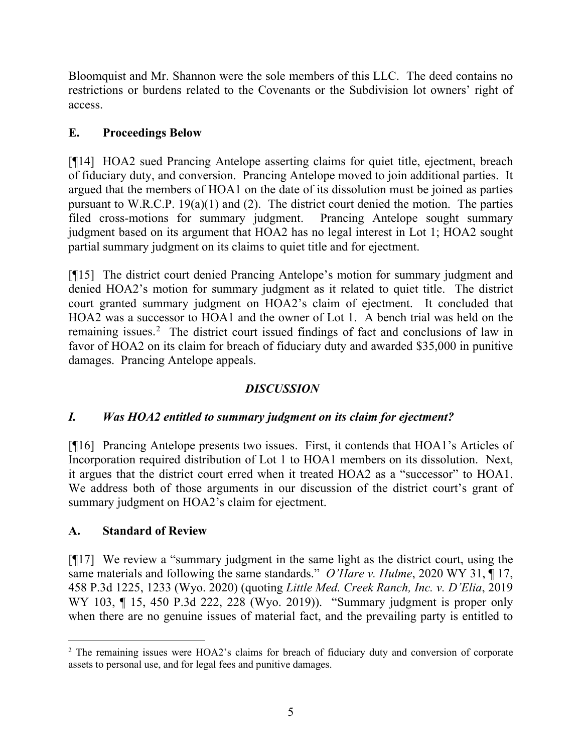Bloomquist and Mr. Shannon were the sole members of this LLC. The deed contains no restrictions or burdens related to the Covenants or the Subdivision lot owners' right of access.

## E. Proceedings Below

[¶14] HOA2 sued Prancing Antelope asserting claims for quiet title, ejectment, breach of fiduciary duty, and conversion. Prancing Antelope moved to join additional parties. It argued that the members of HOA1 on the date of its dissolution must be joined as parties pursuant to W.R.C.P. 19(a)(1) and (2). The district court denied the motion. The parties filed cross-motions for summary judgment. Prancing Antelope sought summary judgment based on its argument that HOA2 has no legal interest in Lot 1; HOA2 sought partial summary judgment on its claims to quiet title and for ejectment.

[¶15] The district court denied Prancing Antelope's motion for summary judgment and denied HOA2's motion for summary judgment as it related to quiet title. The district court granted summary judgment on HOA2's claim of ejectment. It concluded that HOA2 was a successor to HOA1 and the owner of Lot 1. A bench trial was held on the remaining issues.[2] The district court issued findings of fact and conclusions of law in favor of HOA2 on its claim for breach of fiduciary duty and awarded $35,000 in punitive damages. Prancing Antelope appeals.

## *DISCUSSION*

## *I. Was HOA2 entitled to summary judgment on its claim for ejectment?*

[¶16] Prancing Antelope presents two issues. First, it contends that HOA1's Articles of Incorporation required distribution of Lot 1 to HOA1 members on its dissolution. Next, it argues that the district court erred when it treated HOA2 as a "successor" to HOA1. We address both of those arguments in our discussion of the district court's grant of summary judgment on HOA2's claim for ejectment.

### A. Standard of Review

[¶17] We review a "summary judgment in the same light as the district court, using the same materials and following the same standards." *O'Hare v. Hulme*, 2020 WY 31, ¶ 17, 458 P.3d 1225, 1233 (Wyo. 2020) (quoting *Little Med. Creek Ranch, Inc. v. D'Elia*, 2019 WY 103, ¶ 15, 450 P.3d 222, 228 (Wyo. 2019)). "Summary judgment is proper only when there are no genuine issues of material fact, and the prevailing party is entitled to

[2] The remaining issues were HOA2's claims for breach of fiduciary duty and conversion of corporate assets to personal use, and for legal fees and punitive damages.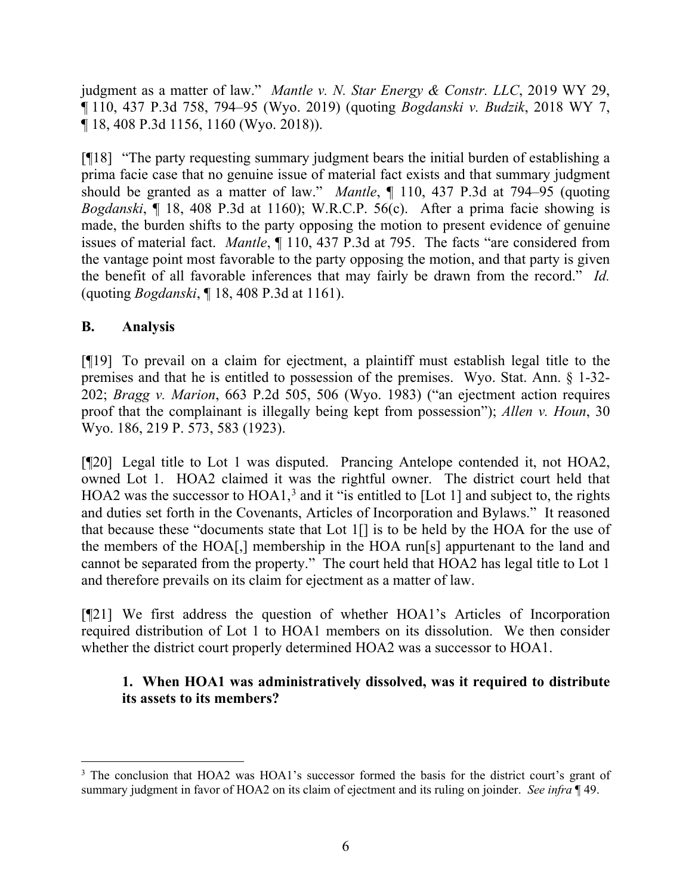judgment as a matter of law." *Mantle v. N. Star Energy & Constr. LLC*, 2019 WY 29, ¶ 110, 437 P.3d 758, 794–95 (Wyo. 2019) (quoting *Bogdanski v. Budzik*, 2018 WY 7, ¶ 18, 408 P.3d 1156, 1160 (Wyo. 2018)).

[¶18] "The party requesting summary judgment bears the initial burden of establishing a prima facie case that no genuine issue of material fact exists and that summary judgment should be granted as a matter of law." *Mantle*, ¶ 110, 437 P.3d at 794–95 (quoting *Bogdanski*, ¶ 18, 408 P.3d at 1160); W.R.C.P. 56(c). After a prima facie showing is made, the burden shifts to the party opposing the motion to present evidence of genuine issues of material fact. *Mantle*, ¶ 110, 437 P.3d at 795. The facts "are considered from the vantage point most favorable to the party opposing the motion, and that party is given the benefit of all favorable inferences that may fairly be drawn from the record." *Id.* (quoting *Bogdanski*, ¶ 18, 408 P.3d at 1161).

## B. Analysis

[¶19] To prevail on a claim for ejectment, a plaintiff must establish legal title to the premises and that he is entitled to possession of the premises. Wyo. Stat. Ann. § 1-32-202; *Bragg v. Marion*, 663 P.2d 505, 506 (Wyo. 1983) ("an ejectment action requires proof that the complainant is illegally being kept from possession"); *Allen v. Houn*, 30 Wyo. 186, 219 P. 573, 583 (1923).

[¶20] Legal title to Lot 1 was disputed. Prancing Antelope contended it, not HOA2, owned Lot 1. HOA2 claimed it was the rightful owner. The district court held that HOA2 was the successor to HOA1,[3] and it "is entitled to [Lot 1] and subject to, the rights and duties set forth in the Covenants, Articles of Incorporation and Bylaws." It reasoned that because these "documents state that Lot 1[] is to be held by the HOA for the use of the members of the HOA[,] membership in the HOA run[s] appurtenant to the land and cannot be separated from the property." The court held that HOA2 has legal title to Lot 1 and therefore prevails on its claim for ejectment as a matter of law.

[¶21] We first address the question of whether HOA1's Articles of Incorporation required distribution of Lot 1 to HOA1 members on its dissolution. We then consider whether the district court properly determined HOA2 was a successor to HOA1.

### 1. When HOA1 was administratively dissolved, was it required to distribute its assets to its members?

---

[3] The conclusion that HOA2 was HOA1's successor formed the basis for the district court's grant of summary judgment in favor of HOA2 on its claim of ejectment and its ruling on joinder. *See infra* ¶ 49.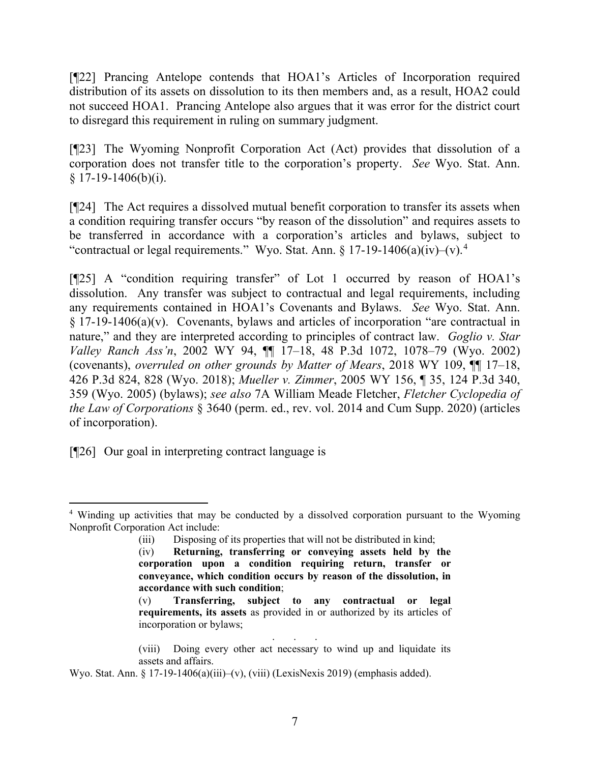[¶22] Prancing Antelope contends that HOA1's Articles of Incorporation required distribution of its assets on dissolution to its then members and, as a result, HOA2 could not succeed HOA1. Prancing Antelope also argues that it was error for the district court to disregard this requirement in ruling on summary judgment.

[¶23] The Wyoming Nonprofit Corporation Act (Act) provides that dissolution of a corporation does not transfer title to the corporation's property. *See* Wyo. Stat. Ann. § 17-19-1406(b)(i).

[¶24] The Act requires a dissolved mutual benefit corporation to transfer its assets when a condition requiring transfer occurs "by reason of the dissolution" and requires assets to be transferred in accordance with a corporation's articles and bylaws, subject to "contractual or legal requirements." Wyo. Stat. Ann. § 17-19-1406(a)(iv)–(v).[4]

[¶25] A "condition requiring transfer" of Lot 1 occurred by reason of HOA1's dissolution. Any transfer was subject to contractual and legal requirements, including any requirements contained in HOA1's Covenants and Bylaws. *See* Wyo. Stat. Ann. § 17-19-1406(a)(v). Covenants, bylaws and articles of incorporation "are contractual in nature," and they are interpreted according to principles of contract law. *Goglio v. Star Valley Ranch Ass'n*, 2002 WY 94, ¶¶ 17–18, 48 P.3d 1072, 1078–79 (Wyo. 2002) (covenants), *overruled on other grounds by Matter of Mears*, 2018 WY 109, ¶¶ 17–18, 426 P.3d 824, 828 (Wyo. 2018); *Mueller v. Zimmer*, 2005 WY 156, ¶ 35, 124 P.3d 340, 359 (Wyo. 2005) (bylaws); *see also* 7A William Meade Fletcher, *Fletcher Cyclopedia of the Law of Corporations* § 3640 (perm. ed., rev. vol. 2014 and Cum Supp. 2020) (articles of incorporation).

[¶26] Our goal in interpreting contract language is

---

[4] Winding up activities that may be conducted by a dissolved corporation pursuant to the Wyoming Nonprofit Corporation Act include:

> (iii) Disposing of its properties that will not be distributed in kind;
>
> (iv) **Returning, transferring or conveying assets held by the corporation upon a condition requiring return, transfer or conveyance, which condition occurs by reason of the dissolution, in accordance with such condition**;
>
> (v) **Transferring, subject to any contractual or legal requirements, its assets** as provided in or authorized by its articles of incorporation or bylaws;
>
> . . .
>
> (viii) Doing every other act necessary to wind up and liquidate its assets and affairs.

Wyo. Stat. Ann. § 17-19-1406(a)(iii)–(v), (viii) (LexisNexis 2019) (emphasis added).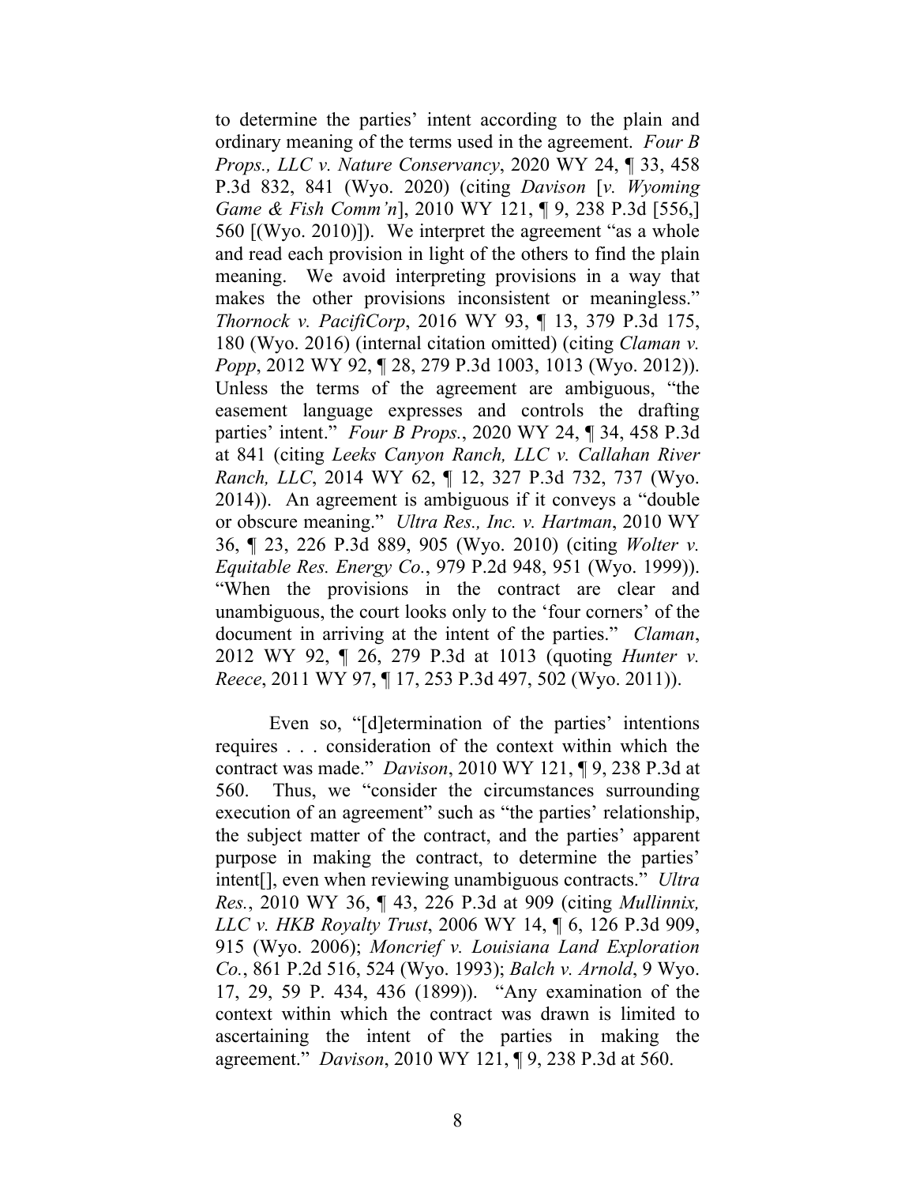to determine the parties' intent according to the plain and ordinary meaning of the terms used in the agreement. *Four B Props., LLC v. Nature Conservancy*, 2020 WY 24, ¶ 33, 458 P.3d 832, 841 (Wyo. 2020) (citing *Davison* [*v. Wyoming Game & Fish Comm'n*], 2010 WY 121, ¶ 9, 238 P.3d [556,] 560 [(Wyo. 2010)]). We interpret the agreement "as a whole and read each provision in light of the others to find the plain meaning. We avoid interpreting provisions in a way that makes the other provisions inconsistent or meaningless." *Thornock v. PacifiCorp*, 2016 WY 93, ¶ 13, 379 P.3d 175, 180 (Wyo. 2016) (internal citation omitted) (citing *Claman v. Popp*, 2012 WY 92, ¶ 28, 279 P.3d 1003, 1013 (Wyo. 2012)). Unless the terms of the agreement are ambiguous, "the easement language expresses and controls the drafting parties' intent." *Four B Props.*, 2020 WY 24, ¶ 34, 458 P.3d at 841 (citing *Leeks Canyon Ranch, LLC v. Callahan River Ranch, LLC*, 2014 WY 62, ¶ 12, 327 P.3d 732, 737 (Wyo. 2014)). An agreement is ambiguous if it conveys a "double or obscure meaning." *Ultra Res., Inc. v. Hartman*, 2010 WY 36, ¶ 23, 226 P.3d 889, 905 (Wyo. 2010) (citing *Wolter v. Equitable Res. Energy Co.*, 979 P.2d 948, 951 (Wyo. 1999)). "When the provisions in the contract are clear and unambiguous, the court looks only to the 'four corners' of the document in arriving at the intent of the parties." *Claman*, 2012 WY 92, ¶ 26, 279 P.3d at 1013 (quoting *Hunter v. Reece*, 2011 WY 97, ¶ 17, 253 P.3d 497, 502 (Wyo. 2011)).

Even so, "[d]etermination of the parties' intentions requires . . . consideration of the context within which the contract was made." *Davison*, 2010 WY 121, ¶ 9, 238 P.3d at 560. Thus, we "consider the circumstances surrounding execution of an agreement" such as "the parties' relationship, the subject matter of the contract, and the parties' apparent purpose in making the contract, to determine the parties' intent[], even when reviewing unambiguous contracts." *Ultra Res.*, 2010 WY 36, ¶ 43, 226 P.3d at 909 (citing *Mullinnix, LLC v. HKB Royalty Trust*, 2006 WY 14, ¶ 6, 126 P.3d 909, 915 (Wyo. 2006); *Moncrief v. Louisiana Land Exploration Co.*, 861 P.2d 516, 524 (Wyo. 1993); *Balch v. Arnold*, 9 Wyo. 17, 29, 59 P. 434, 436 (1899)). "Any examination of the context within which the contract was drawn is limited to ascertaining the intent of the parties in making the agreement." *Davison*, 2010 WY 121, ¶ 9, 238 P.3d at 560.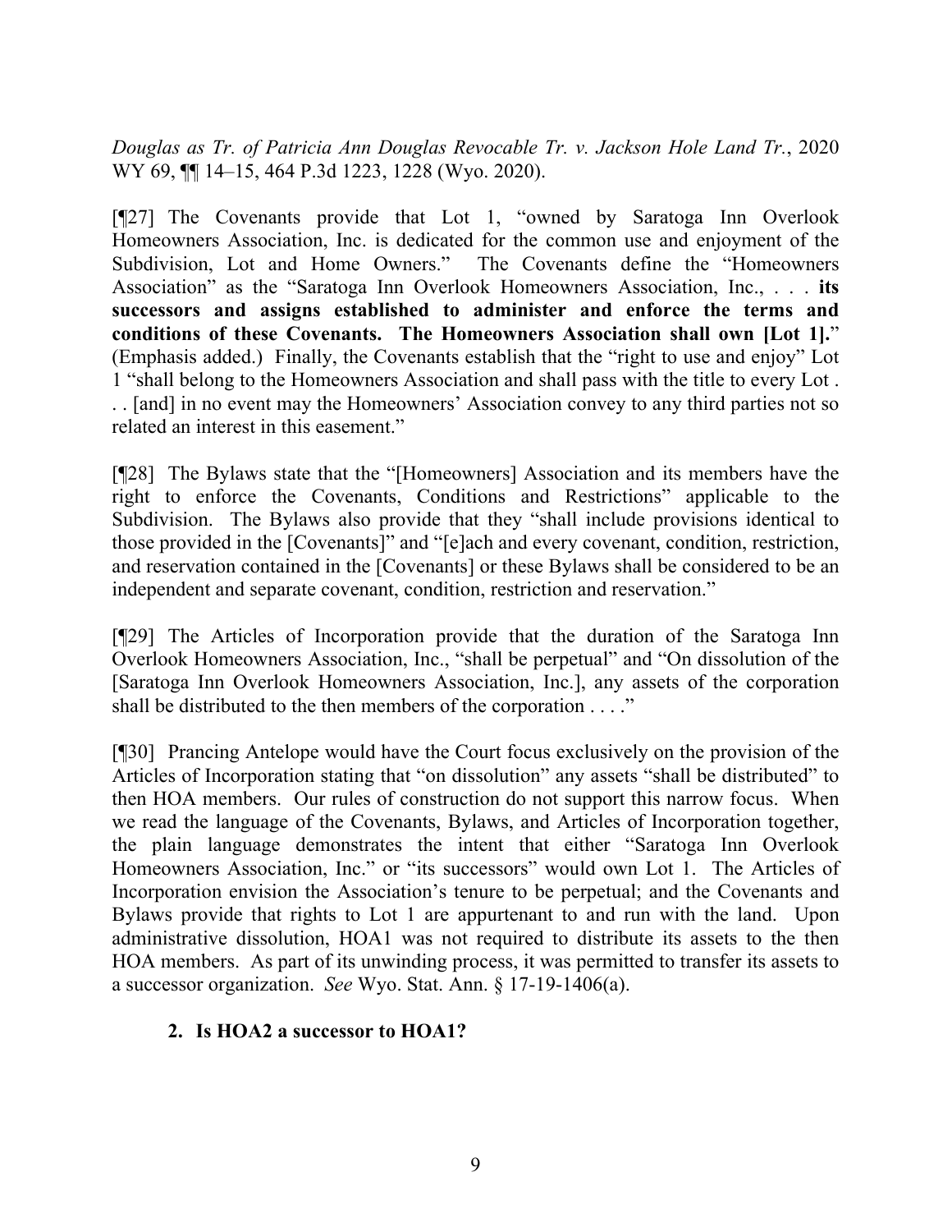*Douglas as Tr. of Patricia Ann Douglas Revocable Tr. v. Jackson Hole Land Tr.*, 2020 WY 69, ¶¶ 14–15, 464 P.3d 1223, 1228 (Wyo. 2020).

[¶27] The Covenants provide that Lot 1, "owned by Saratoga Inn Overlook Homeowners Association, Inc. is dedicated for the common use and enjoyment of the Subdivision, Lot and Home Owners." The Covenants define the "Homeowners Association" as the "Saratoga Inn Overlook Homeowners Association, Inc., . . . **its successors and assigns established to administer and enforce the terms and conditions of these Covenants. The Homeowners Association shall own [Lot 1].**" (Emphasis added.) Finally, the Covenants establish that the "right to use and enjoy" Lot 1 "shall belong to the Homeowners Association and shall pass with the title to every Lot . . . [and] in no event may the Homeowners' Association convey to any third parties not so related an interest in this easement."

[¶28] The Bylaws state that the "[Homeowners] Association and its members have the right to enforce the Covenants, Conditions and Restrictions" applicable to the Subdivision. The Bylaws also provide that they "shall include provisions identical to those provided in the [Covenants]" and "[e]ach and every covenant, condition, restriction, and reservation contained in the [Covenants] or these Bylaws shall be considered to be an independent and separate covenant, condition, restriction and reservation."

[¶29] The Articles of Incorporation provide that the duration of the Saratoga Inn Overlook Homeowners Association, Inc., "shall be perpetual" and "On dissolution of the [Saratoga Inn Overlook Homeowners Association, Inc.], any assets of the corporation shall be distributed to the then members of the corporation . . . ."

[¶30] Prancing Antelope would have the Court focus exclusively on the provision of the Articles of Incorporation stating that "on dissolution" any assets "shall be distributed" to then HOA members. Our rules of construction do not support this narrow focus. When we read the language of the Covenants, Bylaws, and Articles of Incorporation together, the plain language demonstrates the intent that either "Saratoga Inn Overlook Homeowners Association, Inc." or "its successors" would own Lot 1. The Articles of Incorporation envision the Association's tenure to be perpetual; and the Covenants and Bylaws provide that rights to Lot 1 are appurtenant to and run with the land. Upon administrative dissolution, HOA1 was not required to distribute its assets to the then HOA members. As part of its unwinding process, it was permitted to transfer its assets to a successor organization. *See* Wyo. Stat. Ann. § 17-19-1406(a).

### 2. Is HOA2 a successor to HOA1?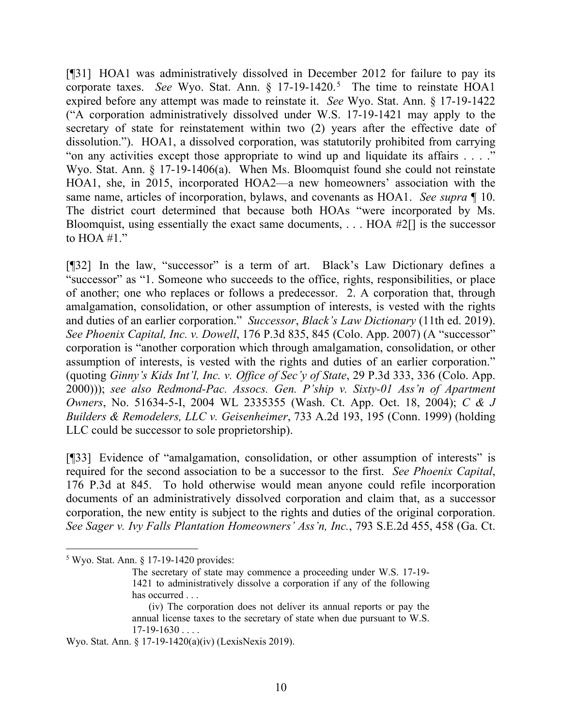[¶31] HOA1 was administratively dissolved in December 2012 for failure to pay its corporate taxes. *See* Wyo. Stat. Ann. § 17-19-1420.[5] The time to reinstate HOA1 expired before any attempt was made to reinstate it. *See* Wyo. Stat. Ann. § 17-19-1422 ("A corporation administratively dissolved under W.S. 17-19-1421 may apply to the secretary of state for reinstatement within two (2) years after the effective date of dissolution."). HOA1, a dissolved corporation, was statutorily prohibited from carrying "on any activities except those appropriate to wind up and liquidate its affairs . . . ." Wyo. Stat. Ann. § 17-19-1406(a). When Ms. Bloomquist found she could not reinstate HOA1, she, in 2015, incorporated HOA2—a new homeowners' association with the same name, articles of incorporation, bylaws, and covenants as HOA1. *See supra* ¶ 10. The district court determined that because both HOAs "were incorporated by Ms. Bloomquist, using essentially the exact same documents, . . . HOA #2[] is the successor to HOA #1."

[¶32] In the law, "successor" is a term of art. Black's Law Dictionary defines a "successor" as "1. Someone who succeeds to the office, rights, responsibilities, or place of another; one who replaces or follows a predecessor. 2. A corporation that, through amalgamation, consolidation, or other assumption of interests, is vested with the rights and duties of an earlier corporation." *Successor*, *Black's Law Dictionary* (11th ed. 2019). *See Phoenix Capital, Inc. v. Dowell*, 176 P.3d 835, 845 (Colo. App. 2007) (A "successor" corporation is "another corporation which through amalgamation, consolidation, or other assumption of interests, is vested with the rights and duties of an earlier corporation." (quoting *Ginny's Kids Int'l, Inc. v. Office of Sec'y of State*, 29 P.3d 333, 336 (Colo. App. 2000))); *see also Redmond-Pac. Assocs. Gen. P'ship v. Sixty-01 Ass'n of Apartment Owners*, No. 51634-5-I, 2004 WL 2335355 (Wash. Ct. App. Oct. 18, 2004); *C & J Builders & Remodelers, LLC v. Geisenheimer*, 733 A.2d 193, 195 (Conn. 1999) (holding LLC could be successor to sole proprietorship).

[¶33] Evidence of "amalgamation, consolidation, or other assumption of interests" is required for the second association to be a successor to the first. *See Phoenix Capital*, 176 P.3d at 845. To hold otherwise would mean anyone could refile incorporation documents of an administratively dissolved corporation and claim that, as a successor corporation, the new entity is subject to the rights and duties of the original corporation. *See Sager v. Ivy Falls Plantation Homeowners' Ass'n, Inc.*, 793 S.E.2d 455, 458 (Ga. Ct.

---

[5] Wyo. Stat. Ann. § 17-19-1420 provides:

> The secretary of state may commence a proceeding under W.S. 17-19-1421 to administratively dissolve a corporation if any of the following has occurred . . .
>
> (iv) The corporation does not deliver its annual reports or pay the annual license taxes to the secretary of state when due pursuant to W.S. 17-19-1630 . . . .

Wyo. Stat. Ann. § 17-19-1420(a)(iv) (LexisNexis 2019).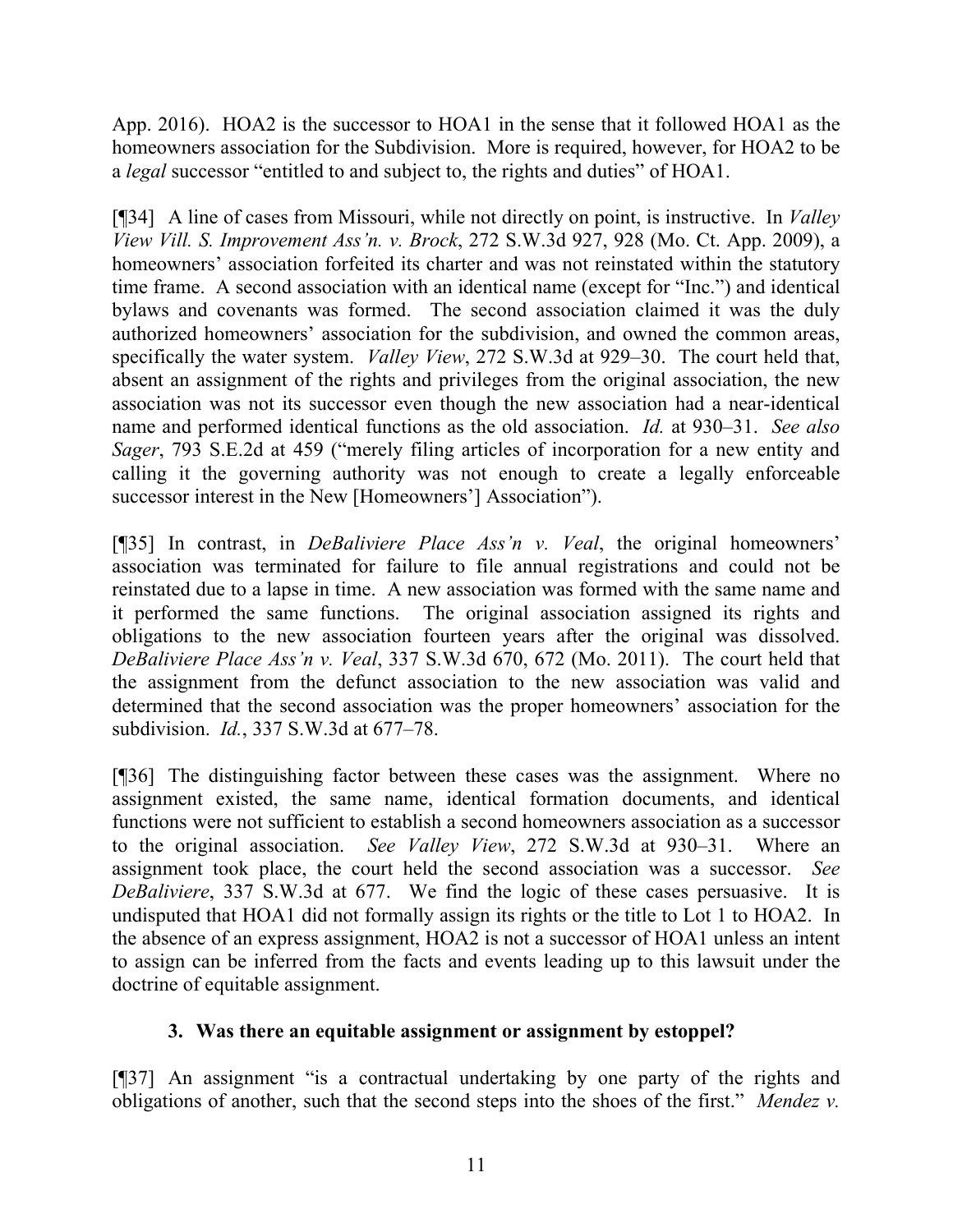App. 2016). HOA2 is the successor to HOA1 in the sense that it followed HOA1 as the homeowners association for the Subdivision. More is required, however, for HOA2 to be a *legal* successor "entitled to and subject to, the rights and duties" of HOA1.

[¶34] A line of cases from Missouri, while not directly on point, is instructive. In *Valley View Vill. S. Improvement Ass'n. v. Brock*, 272 S.W.3d 927, 928 (Mo. Ct. App. 2009), a homeowners' association forfeited its charter and was not reinstated within the statutory time frame. A second association with an identical name (except for "Inc.") and identical bylaws and covenants was formed. The second association claimed it was the duly authorized homeowners' association for the subdivision, and owned the common areas, specifically the water system. *Valley View*, 272 S.W.3d at 929–30. The court held that, absent an assignment of the rights and privileges from the original association, the new association was not its successor even though the new association had a near-identical name and performed identical functions as the old association. *Id.* at 930–31. *See also Sager*, 793 S.E.2d at 459 ("merely filing articles of incorporation for a new entity and calling it the governing authority was not enough to create a legally enforceable successor interest in the New [Homeowners'] Association").

[¶35] In contrast, in *DeBaliviere Place Ass'n v. Veal*, the original homeowners' association was terminated for failure to file annual registrations and could not be reinstated due to a lapse in time. A new association was formed with the same name and it performed the same functions. The original association assigned its rights and obligations to the new association fourteen years after the original was dissolved. *DeBaliviere Place Ass'n v. Veal*, 337 S.W.3d 670, 672 (Mo. 2011). The court held that the assignment from the defunct association to the new association was valid and determined that the second association was the proper homeowners' association for the subdivision. *Id.*, 337 S.W.3d at 677–78.

[¶36] The distinguishing factor between these cases was the assignment. Where no assignment existed, the same name, identical formation documents, and identical functions were not sufficient to establish a second homeowners association as a successor to the original association. *See Valley View*, 272 S.W.3d at 930–31. Where an assignment took place, the court held the second association was a successor. *See DeBaliviere*, 337 S.W.3d at 677. We find the logic of these cases persuasive. It is undisputed that HOA1 did not formally assign its rights or the title to Lot 1 to HOA2. In the absence of an express assignment, HOA2 is not a successor of HOA1 unless an intent to assign can be inferred from the facts and events leading up to this lawsuit under the doctrine of equitable assignment.

### 3. Was there an equitable assignment or assignment by estoppel?

[¶37] An assignment "is a contractual undertaking by one party of the rights and obligations of another, such that the second steps into the shoes of the first." *Mendez v.*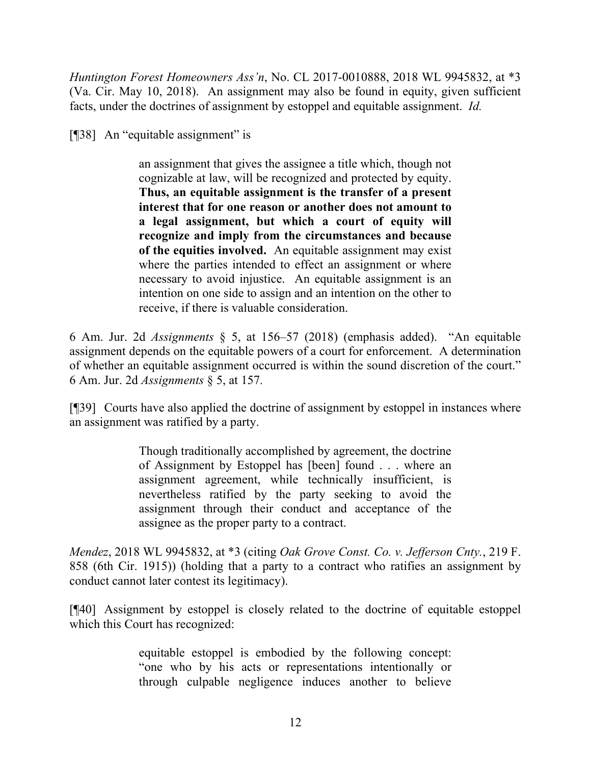*Huntington Forest Homeowners Ass'n*, No. CL 2017-0010888, 2018 WL 9945832, at *3 (Va. Cir. May 10, 2018). An assignment may also be found in equity, given sufficient facts, under the doctrines of assignment by estoppel and equitable assignment. *Id.*

[¶38] An "equitable assignment" is

> an assignment that gives the assignee a title which, though not cognizable at law, will be recognized and protected by equity. **Thus, an equitable assignment is the transfer of a present interest that for one reason or another does not amount to a legal assignment, but which a court of equity will recognize and imply from the circumstances and because of the equities involved.** An equitable assignment may exist where the parties intended to effect an assignment or where necessary to avoid injustice. An equitable assignment is an intention on one side to assign and an intention on the other to receive, if there is valuable consideration.

6 Am. Jur. 2d *Assignments* § 5, at 156–57 (2018) (emphasis added). "An equitable assignment depends on the equitable powers of a court for enforcement. A determination of whether an equitable assignment occurred is within the sound discretion of the court." 6 Am. Jur. 2d *Assignments* § 5, at 157.

[¶39] Courts have also applied the doctrine of assignment by estoppel in instances where an assignment was ratified by a party.

> Though traditionally accomplished by agreement, the doctrine of Assignment by Estoppel has [been] found . . . where an assignment agreement, while technically insufficient, is nevertheless ratified by the party seeking to avoid the assignment through their conduct and acceptance of the assignee as the proper party to a contract.

*Mendez*, 2018 WL 9945832, at *3 (citing *Oak Grove Const. Co. v. Jefferson Cnty.*, 219 F. 858 (6th Cir. 1915)) (holding that a party to a contract who ratifies an assignment by conduct cannot later contest its legitimacy).

[¶40] Assignment by estoppel is closely related to the doctrine of equitable estoppel which this Court has recognized:

> equitable estoppel is embodied by the following concept: "one who by his acts or representations intentionally or through culpable negligence induces another to believe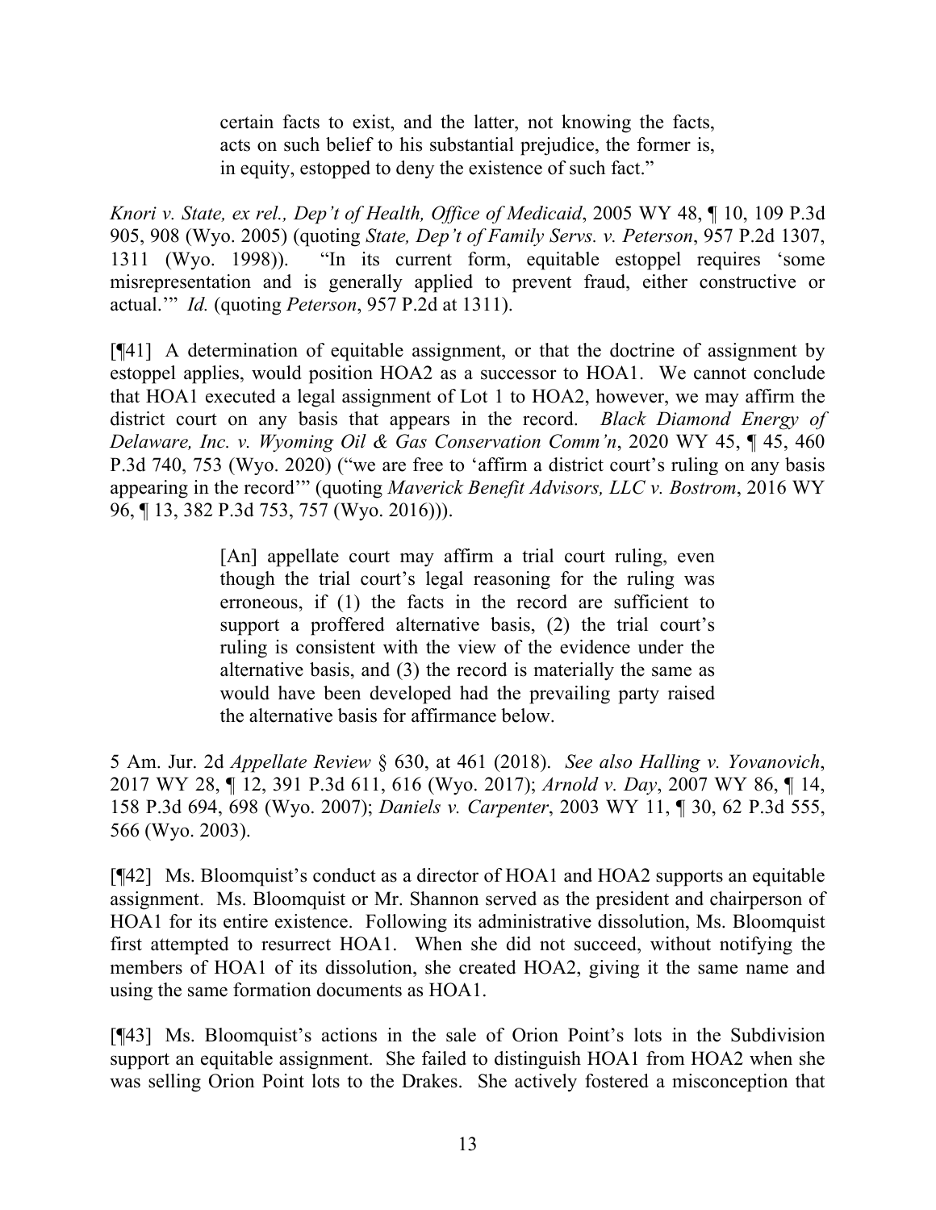> certain facts to exist, and the latter, not knowing the facts, acts on such belief to his substantial prejudice, the former is, in equity, estopped to deny the existence of such fact."

*Knori v. State, ex rel., Dep't of Health, Office of Medicaid*, 2005 WY 48, ¶ 10, 109 P.3d 905, 908 (Wyo. 2005) (quoting *State, Dep't of Family Servs. v. Peterson*, 957 P.2d 1307, 1311 (Wyo. 1998)). "In its current form, equitable estoppel requires 'some misrepresentation and is generally applied to prevent fraud, either constructive or actual.'" *Id.* (quoting *Peterson*, 957 P.2d at 1311).

[¶41] A determination of equitable assignment, or that the doctrine of assignment by estoppel applies, would position HOA2 as a successor to HOA1. We cannot conclude that HOA1 executed a legal assignment of Lot 1 to HOA2, however, we may affirm the district court on any basis that appears in the record. *Black Diamond Energy of Delaware, Inc. v. Wyoming Oil & Gas Conservation Comm'n*, 2020 WY 45, ¶ 45, 460 P.3d 740, 753 (Wyo. 2020) ("we are free to 'affirm a district court's ruling on any basis appearing in the record'" (quoting *Maverick Benefit Advisors, LLC v. Bostrom*, 2016 WY 96, ¶ 13, 382 P.3d 753, 757 (Wyo. 2016))).

> [An] appellate court may affirm a trial court ruling, even though the trial court's legal reasoning for the ruling was erroneous, if (1) the facts in the record are sufficient to support a proffered alternative basis, (2) the trial court's ruling is consistent with the view of the evidence under the alternative basis, and (3) the record is materially the same as would have been developed had the prevailing party raised the alternative basis for affirmance below.

5 Am. Jur. 2d *Appellate Review* § 630, at 461 (2018). *See also Halling v. Yovanovich*, 2017 WY 28, ¶ 12, 391 P.3d 611, 616 (Wyo. 2017); *Arnold v. Day*, 2007 WY 86, ¶ 14, 158 P.3d 694, 698 (Wyo. 2007); *Daniels v. Carpenter*, 2003 WY 11, ¶ 30, 62 P.3d 555, 566 (Wyo. 2003).

[¶42] Ms. Bloomquist's conduct as a director of HOA1 and HOA2 supports an equitable assignment. Ms. Bloomquist or Mr. Shannon served as the president and chairperson of HOA1 for its entire existence. Following its administrative dissolution, Ms. Bloomquist first attempted to resurrect HOA1. When she did not succeed, without notifying the members of HOA1 of its dissolution, she created HOA2, giving it the same name and using the same formation documents as HOA1.

[¶43] Ms. Bloomquist's actions in the sale of Orion Point's lots in the Subdivision support an equitable assignment. She failed to distinguish HOA1 from HOA2 when she was selling Orion Point lots to the Drakes. She actively fostered a misconception that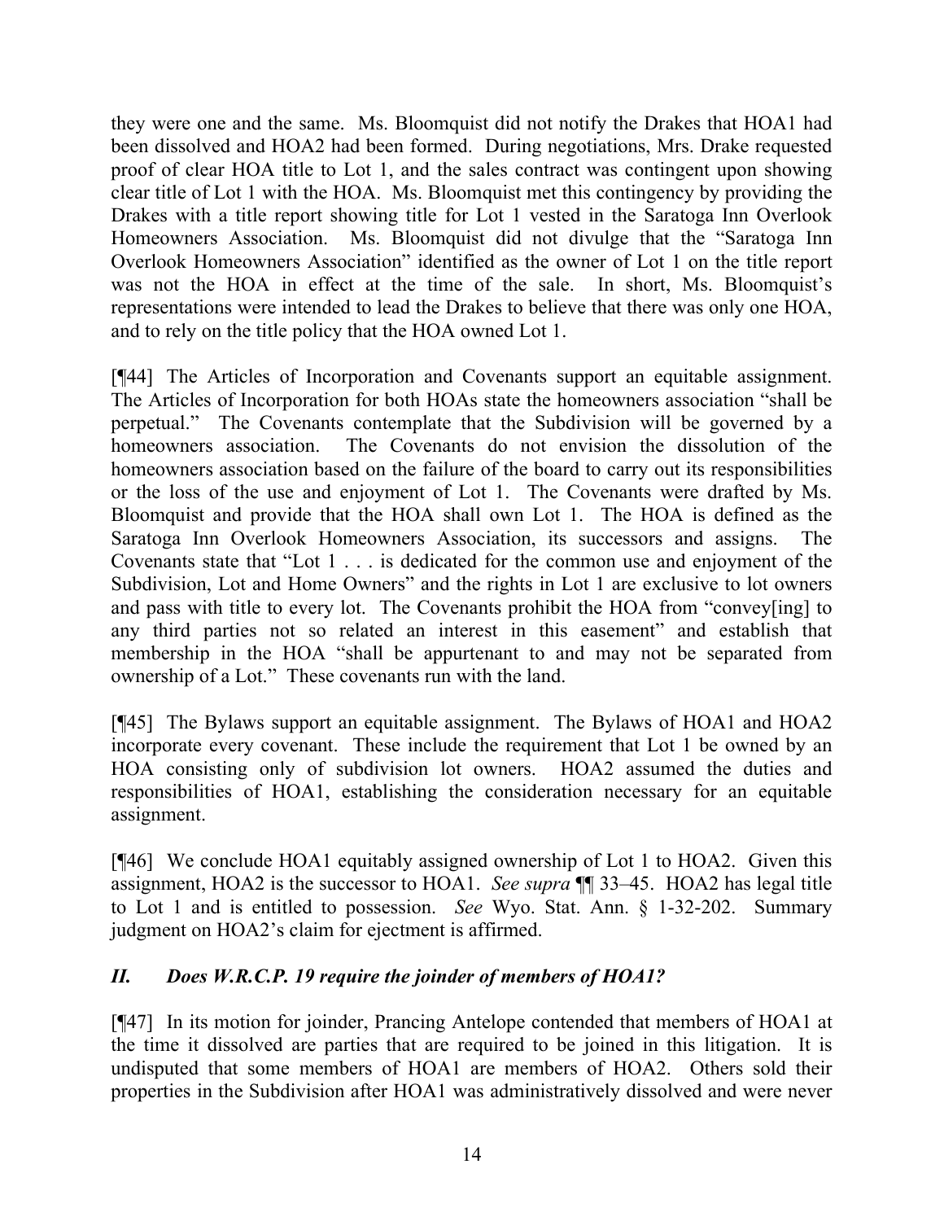they were one and the same. Ms. Bloomquist did not notify the Drakes that HOA1 had been dissolved and HOA2 had been formed. During negotiations, Mrs. Drake requested proof of clear HOA title to Lot 1, and the sales contract was contingent upon showing clear title of Lot 1 with the HOA. Ms. Bloomquist met this contingency by providing the Drakes with a title report showing title for Lot 1 vested in the Saratoga Inn Overlook Homeowners Association. Ms. Bloomquist did not divulge that the "Saratoga Inn Overlook Homeowners Association" identified as the owner of Lot 1 on the title report was not the HOA in effect at the time of the sale. In short, Ms. Bloomquist's representations were intended to lead the Drakes to believe that there was only one HOA, and to rely on the title policy that the HOA owned Lot 1.

[¶44] The Articles of Incorporation and Covenants support an equitable assignment. The Articles of Incorporation for both HOAs state the homeowners association "shall be perpetual." The Covenants contemplate that the Subdivision will be governed by a homeowners association. The Covenants do not envision the dissolution of the homeowners association based on the failure of the board to carry out its responsibilities or the loss of the use and enjoyment of Lot 1. The Covenants were drafted by Ms. Bloomquist and provide that the HOA shall own Lot 1. The HOA is defined as the Saratoga Inn Overlook Homeowners Association, its successors and assigns. The Covenants state that "Lot 1 . . . is dedicated for the common use and enjoyment of the Subdivision, Lot and Home Owners" and the rights in Lot 1 are exclusive to lot owners and pass with title to every lot. The Covenants prohibit the HOA from "convey[ing] to any third parties not so related an interest in this easement" and establish that membership in the HOA "shall be appurtenant to and may not be separated from ownership of a Lot." These covenants run with the land.

[¶45] The Bylaws support an equitable assignment. The Bylaws of HOA1 and HOA2 incorporate every covenant. These include the requirement that Lot 1 be owned by an HOA consisting only of subdivision lot owners. HOA2 assumed the duties and responsibilities of HOA1, establishing the consideration necessary for an equitable assignment.

[¶46] We conclude HOA1 equitably assigned ownership of Lot 1 to HOA2. Given this assignment, HOA2 is the successor to HOA1. *See supra* ¶¶ 33–45. HOA2 has legal title to Lot 1 and is entitled to possession. *See* Wyo. Stat. Ann. § 1-32-202. Summary judgment on HOA2's claim for ejectment is affirmed.

## *II. Does W.R.C.P. 19 require the joinder of members of HOA1?*

[¶47] In its motion for joinder, Prancing Antelope contended that members of HOA1 at the time it dissolved are parties that are required to be joined in this litigation. It is undisputed that some members of HOA1 are members of HOA2. Others sold their properties in the Subdivision after HOA1 was administratively dissolved and were never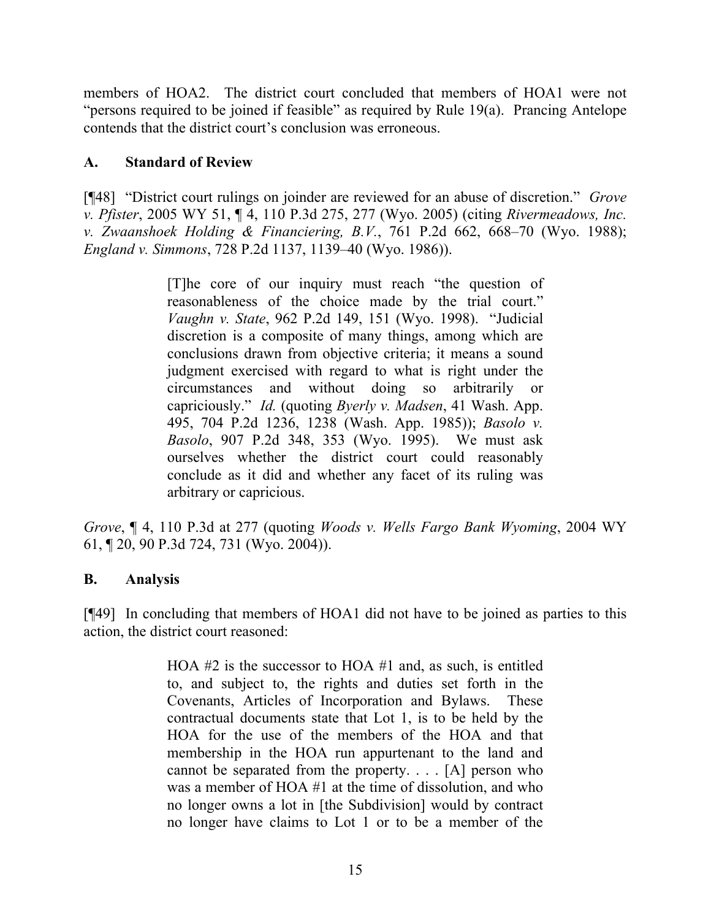members of HOA2. The district court concluded that members of HOA1 were not "persons required to be joined if feasible" as required by Rule 19(a). Prancing Antelope contends that the district court's conclusion was erroneous.

## A. Standard of Review

[¶48] "District court rulings on joinder are reviewed for an abuse of discretion." *Grove v. Pfister*, 2005 WY 51, ¶ 4, 110 P.3d 275, 277 (Wyo. 2005) (citing *Rivermeadows, Inc. v. Zwaanshoek Holding & Financiering, B.V.*, 761 P.2d 662, 668–70 (Wyo. 1988); *England v. Simmons*, 728 P.2d 1137, 1139–40 (Wyo. 1986)).

> [T]he core of our inquiry must reach "the question of reasonableness of the choice made by the trial court." *Vaughn v. State*, 962 P.2d 149, 151 (Wyo. 1998). "Judicial discretion is a composite of many things, among which are conclusions drawn from objective criteria; it means a sound judgment exercised with regard to what is right under the circumstances and without doing so arbitrarily or capriciously." *Id.* (quoting *Byerly v. Madsen*, 41 Wash. App. 495, 704 P.2d 1236, 1238 (Wash. App. 1985)); *Basolo v. Basolo*, 907 P.2d 348, 353 (Wyo. 1995). We must ask ourselves whether the district court could reasonably conclude as it did and whether any facet of its ruling was arbitrary or capricious.

*Grove*, ¶ 4, 110 P.3d at 277 (quoting *Woods v. Wells Fargo Bank Wyoming*, 2004 WY 61, ¶ 20, 90 P.3d 724, 731 (Wyo. 2004)).

## B. Analysis

[¶49] In concluding that members of HOA1 did not have to be joined as parties to this action, the district court reasoned:

> HOA #2 is the successor to HOA #1 and, as such, is entitled to, and subject to, the rights and duties set forth in the Covenants, Articles of Incorporation and Bylaws. These contractual documents state that Lot 1, is to be held by the HOA for the use of the members of the HOA and that membership in the HOA run appurtenant to the land and cannot be separated from the property. . . . [A] person who was a member of HOA #1 at the time of dissolution, and who no longer owns a lot in [the Subdivision] would by contract no longer have claims to Lot 1 or to be a member of the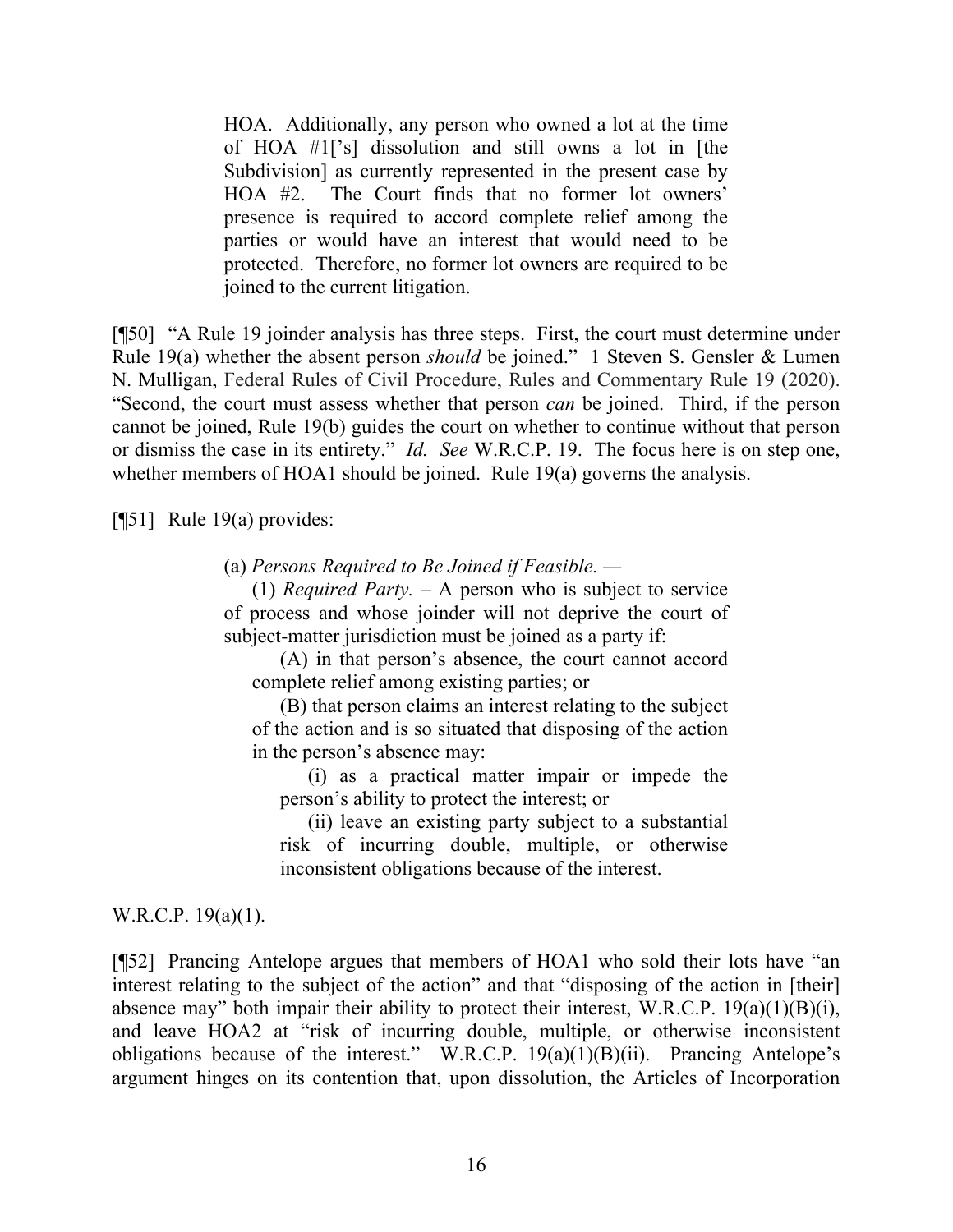> HOA. Additionally, any person who owned a lot at the time of HOA #1['s] dissolution and still owns a lot in [the Subdivision] as currently represented in the present case by HOA #2. The Court finds that no former lot owners' presence is required to accord complete relief among the parties or would have an interest that would need to be protected. Therefore, no former lot owners are required to be joined to the current litigation.

[¶50] "A Rule 19 joinder analysis has three steps. First, the court must determine under Rule 19(a) whether the absent person *should* be joined." 1 Steven S. Gensler & Lumen N. Mulligan, Federal Rules of Civil Procedure, Rules and Commentary Rule 19 (2020). "Second, the court must assess whether that person *can* be joined. Third, if the person cannot be joined, Rule 19(b) guides the court on whether to continue without that person or dismiss the case in its entirety." *Id. See* W.R.C.P. 19. The focus here is on step one, whether members of HOA1 should be joined. Rule 19(a) governs the analysis.

[¶51] Rule 19(a) provides:

> (a) *Persons Required to Be Joined if Feasible.* —
>
> (1) *Required Party.* – A person who is subject to service of process and whose joinder will not deprive the court of subject-matter jurisdiction must be joined as a party if:
>
> (A) in that person's absence, the court cannot accord complete relief among existing parties; or
>
> (B) that person claims an interest relating to the subject of the action and is so situated that disposing of the action in the person's absence may:
>
> (i) as a practical matter impair or impede the person's ability to protect the interest; or
>
> (ii) leave an existing party subject to a substantial risk of incurring double, multiple, or otherwise inconsistent obligations because of the interest.

W.R.C.P. 19(a)(1).

[¶52] Prancing Antelope argues that members of HOA1 who sold their lots have "an interest relating to the subject of the action" and that "disposing of the action in [their] absence may" both impair their ability to protect their interest, W.R.C.P. 19(a)(1)(B)(i), and leave HOA2 at "risk of incurring double, multiple, or otherwise inconsistent obligations because of the interest." W.R.C.P. 19(a)(1)(B)(ii). Prancing Antelope's argument hinges on its contention that, upon dissolution, the Articles of Incorporation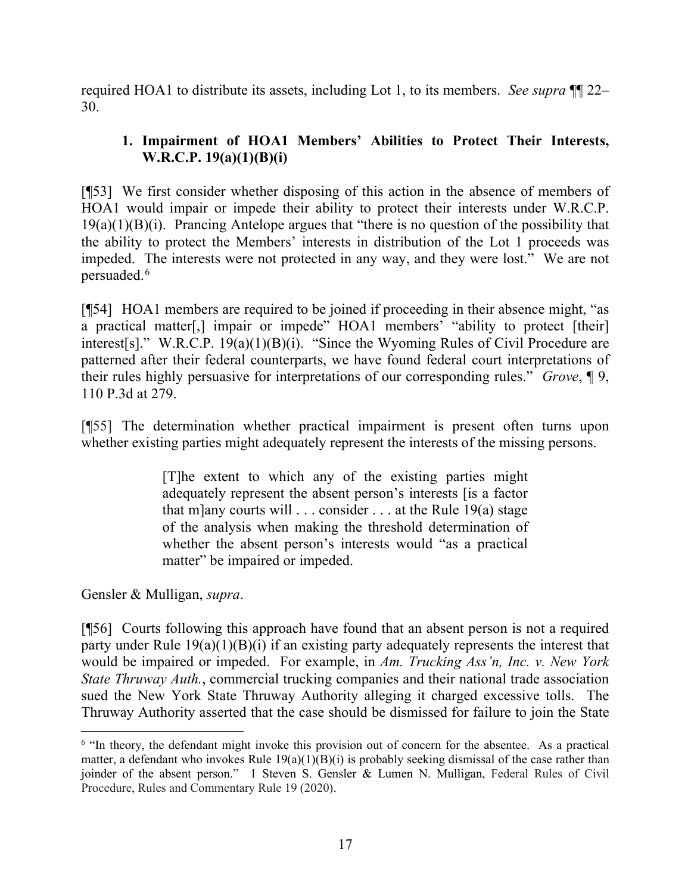required HOA1 to distribute its assets, including Lot 1, to its members. *See supra* ¶¶ 22–30.

### 1. Impairment of HOA1 Members' Abilities to Protect Their Interests, W.R.C.P. 19(a)(1)(B)(i)

[¶53] We first consider whether disposing of this action in the absence of members of HOA1 would impair or impede their ability to protect their interests under W.R.C.P. 19(a)(1)(B)(i). Prancing Antelope argues that "there is no question of the possibility that the ability to protect the Members' interests in distribution of the Lot 1 proceeds was impeded. The interests were not protected in any way, and they were lost." We are not persuaded.[6]

[¶54] HOA1 members are required to be joined if proceeding in their absence might, "as a practical matter[,] impair or impede" HOA1 members' "ability to protect [their] interest[s]." W.R.C.P. 19(a)(1)(B)(i). "Since the Wyoming Rules of Civil Procedure are patterned after their federal counterparts, we have found federal court interpretations of their rules highly persuasive for interpretations of our corresponding rules." *Grove*, ¶ 9, 110 P.3d at 279.

[¶55] The determination whether practical impairment is present often turns upon whether existing parties might adequately represent the interests of the missing persons.

> [T]he extent to which any of the existing parties might adequately represent the absent person's interests [is a factor that m]any courts will . . . consider . . . at the Rule 19(a) stage of the analysis when making the threshold determination of whether the absent person's interests would "as a practical matter" be impaired or impeded.

Gensler & Mulligan, *supra*.

[¶56] Courts following this approach have found that an absent person is not a required party under Rule 19(a)(1)(B)(i) if an existing party adequately represents the interest that would be impaired or impeded. For example, in *Am. Trucking Ass'n, Inc. v. New York State Thruway Auth.*, commercial trucking companies and their national trade association sued the New York State Thruway Authority alleging it charged excessive tolls. The Thruway Authority asserted that the case should be dismissed for failure to join the State

---

[6] "In theory, the defendant might invoke this provision out of concern for the absentee. As a practical matter, a defendant who invokes Rule 19(a)(1)(B)(i) is probably seeking dismissal of the case rather than joinder of the absent person." 1 Steven S. Gensler & Lumen N. Mulligan, Federal Rules of Civil Procedure, Rules and Commentary Rule 19 (2020).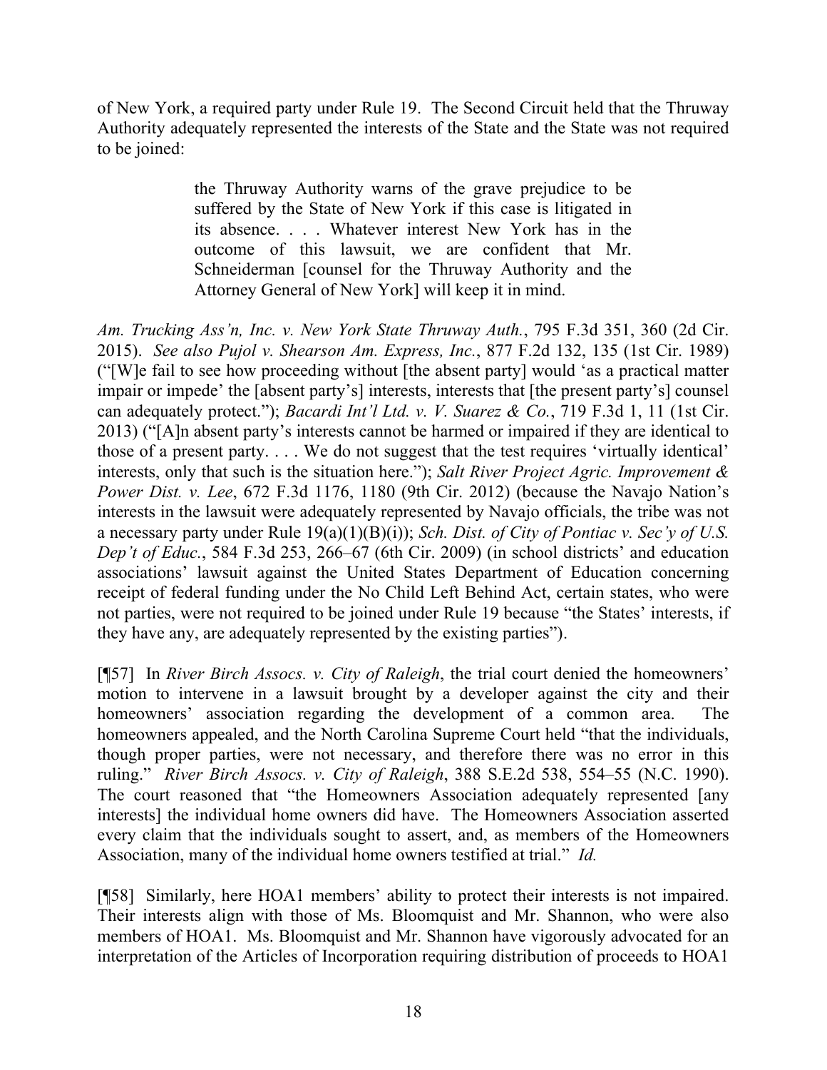of New York, a required party under Rule 19. The Second Circuit held that the Thruway Authority adequately represented the interests of the State and the State was not required to be joined:

> the Thruway Authority warns of the grave prejudice to be suffered by the State of New York if this case is litigated in its absence. . . . Whatever interest New York has in the outcome of this lawsuit, we are confident that Mr. Schneiderman [counsel for the Thruway Authority and the Attorney General of New York] will keep it in mind.

*Am. Trucking Ass'n, Inc. v. New York State Thruway Auth.*, 795 F.3d 351, 360 (2d Cir. 2015). *See also Pujol v. Shearson Am. Express, Inc.*, 877 F.2d 132, 135 (1st Cir. 1989) ("[W]e fail to see how proceeding without [the absent party] would 'as a practical matter impair or impede' the [absent party's] interests, interests that [the present party's] counsel can adequately protect."); *Bacardi Int'l Ltd. v. V. Suarez & Co.*, 719 F.3d 1, 11 (1st Cir. 2013) ("[A]n absent party's interests cannot be harmed or impaired if they are identical to those of a present party. . . . We do not suggest that the test requires 'virtually identical' interests, only that such is the situation here."); *Salt River Project Agric. Improvement & Power Dist. v. Lee*, 672 F.3d 1176, 1180 (9th Cir. 2012) (because the Navajo Nation's interests in the lawsuit were adequately represented by Navajo officials, the tribe was not a necessary party under Rule 19(a)(1)(B)(i)); *Sch. Dist. of City of Pontiac v. Sec'y of U.S. Dep't of Educ.*, 584 F.3d 253, 266–67 (6th Cir. 2009) (in school districts' and education associations' lawsuit against the United States Department of Education concerning receipt of federal funding under the No Child Left Behind Act, certain states, who were not parties, were not required to be joined under Rule 19 because "the States' interests, if they have any, are adequately represented by the existing parties").

[¶57] In *River Birch Assocs. v. City of Raleigh*, the trial court denied the homeowners' motion to intervene in a lawsuit brought by a developer against the city and their homeowners' association regarding the development of a common area. The homeowners appealed, and the North Carolina Supreme Court held "that the individuals, though proper parties, were not necessary, and therefore there was no error in this ruling." *River Birch Assocs. v. City of Raleigh*, 388 S.E.2d 538, 554–55 (N.C. 1990). The court reasoned that "the Homeowners Association adequately represented [any interests] the individual home owners did have. The Homeowners Association asserted every claim that the individuals sought to assert, and, as members of the Homeowners Association, many of the individual home owners testified at trial." *Id.*

[¶58] Similarly, here HOA1 members' ability to protect their interests is not impaired. Their interests align with those of Ms. Bloomquist and Mr. Shannon, who were also members of HOA1. Ms. Bloomquist and Mr. Shannon have vigorously advocated for an interpretation of the Articles of Incorporation requiring distribution of proceeds to HOA1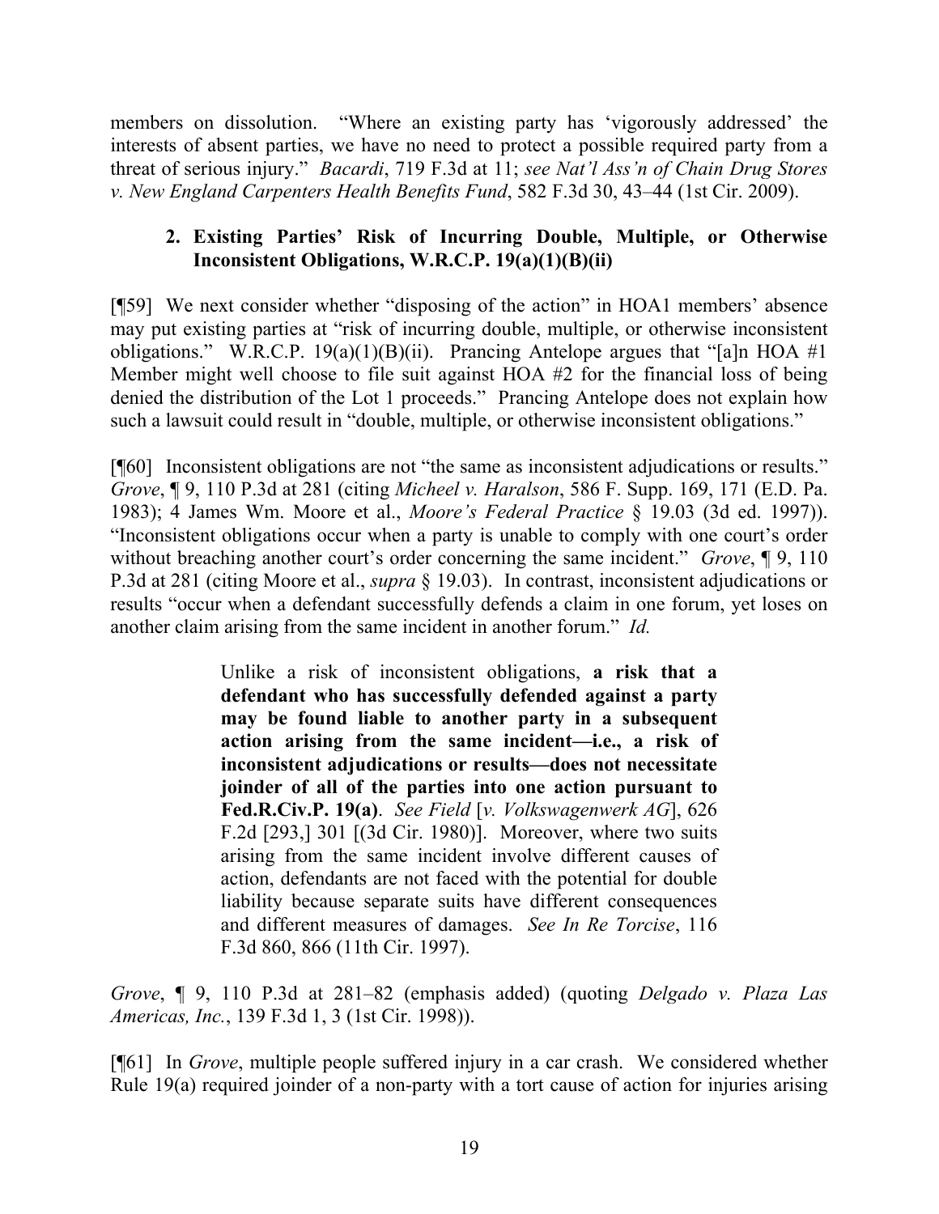members on dissolution. "Where an existing party has 'vigorously addressed' the interests of absent parties, we have no need to protect a possible required party from a threat of serious injury." *Bacardi*, 719 F.3d at 11; *see Nat'l Ass'n of Chain Drug Stores v. New England Carpenters Health Benefits Fund*, 582 F.3d 30, 43–44 (1st Cir. 2009).

### 2. Existing Parties' Risk of Incurring Double, Multiple, or Otherwise Inconsistent Obligations, W.R.C.P. 19(a)(1)(B)(ii)

[¶59] We next consider whether "disposing of the action" in HOA1 members' absence may put existing parties at "risk of incurring double, multiple, or otherwise inconsistent obligations." W.R.C.P. 19(a)(1)(B)(ii). Prancing Antelope argues that "[a]n HOA #1 Member might well choose to file suit against HOA #2 for the financial loss of being denied the distribution of the Lot 1 proceeds." Prancing Antelope does not explain how such a lawsuit could result in "double, multiple, or otherwise inconsistent obligations."

[¶60] Inconsistent obligations are not "the same as inconsistent adjudications or results." *Grove*, ¶ 9, 110 P.3d at 281 (citing *Micheel v. Haralson*, 586 F. Supp. 169, 171 (E.D. Pa. 1983); 4 James Wm. Moore et al., *Moore's Federal Practice* § 19.03 (3d ed. 1997)). "Inconsistent obligations occur when a party is unable to comply with one court's order without breaching another court's order concerning the same incident." *Grove*, ¶ 9, 110 P.3d at 281 (citing Moore et al., *supra* § 19.03). In contrast, inconsistent adjudications or results "occur when a defendant successfully defends a claim in one forum, yet loses on another claim arising from the same incident in another forum." *Id.*

> Unlike a risk of inconsistent obligations, **a risk that a defendant who has successfully defended against a party may be found liable to another party in a subsequent action arising from the same incident—i.e., a risk of inconsistent adjudications or results—does not necessitate joinder of all of the parties into one action pursuant to Fed.R.Civ.P. 19(a)**. *See Field* [*v. Volkswagenwerk AG*], 626 F.2d [293,] 301 [(3d Cir. 1980)]. Moreover, where two suits arising from the same incident involve different causes of action, defendants are not faced with the potential for double liability because separate suits have different consequences and different measures of damages. *See In Re Torcise*, 116 F.3d 860, 866 (11th Cir. 1997).

*Grove*, ¶ 9, 110 P.3d at 281–82 (emphasis added) (quoting *Delgado v. Plaza Las Americas, Inc.*, 139 F.3d 1, 3 (1st Cir. 1998)).

[¶61] In *Grove*, multiple people suffered injury in a car crash. We considered whether Rule 19(a) required joinder of a non-party with a tort cause of action for injuries arising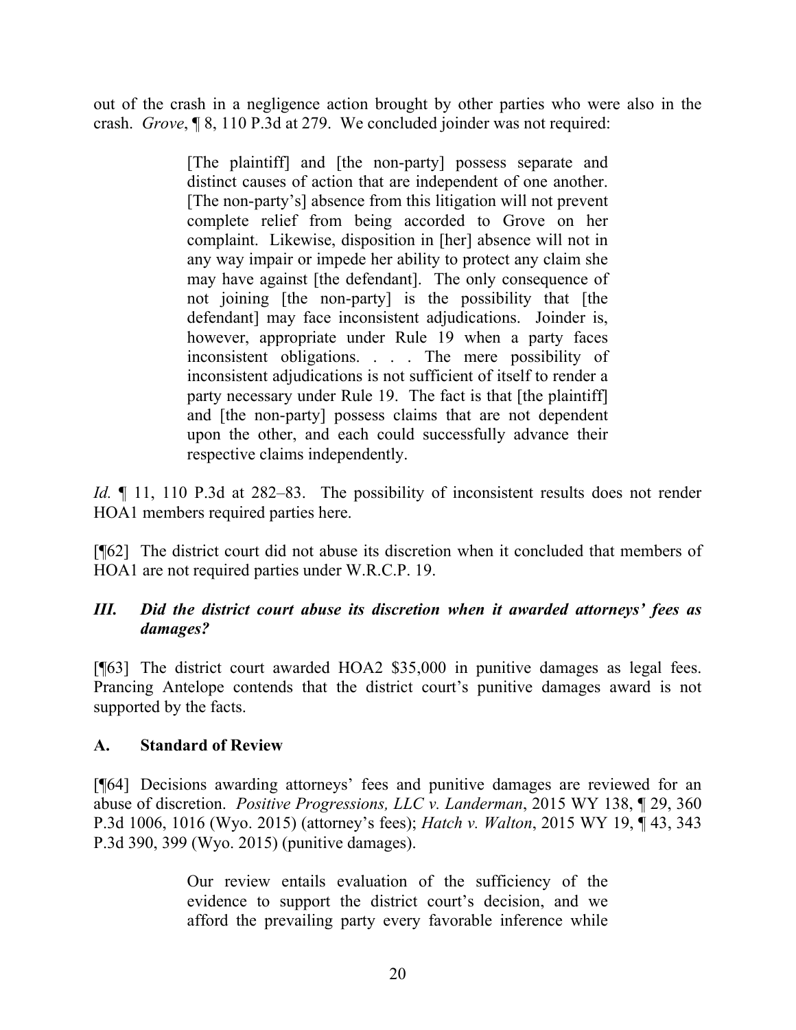out of the crash in a negligence action brought by other parties who were also in the crash. *Grove*, ¶ 8, 110 P.3d at 279. We concluded joinder was not required:

> [The plaintiff] and [the non-party] possess separate and distinct causes of action that are independent of one another. [The non-party's] absence from this litigation will not prevent complete relief from being accorded to Grove on her complaint. Likewise, disposition in [her] absence will not in any way impair or impede her ability to protect any claim she may have against [the defendant]. The only consequence of not joining [the non-party] is the possibility that [the defendant] may face inconsistent adjudications. Joinder is, however, appropriate under Rule 19 when a party faces inconsistent obligations. . . . The mere possibility of inconsistent adjudications is not sufficient of itself to render a party necessary under Rule 19. The fact is that [the plaintiff] and [the non-party] possess claims that are not dependent upon the other, and each could successfully advance their respective claims independently.

*Id.* ¶ 11, 110 P.3d at 282–83. The possibility of inconsistent results does not render HOA1 members required parties here.

[¶62] The district court did not abuse its discretion when it concluded that members of HOA1 are not required parties under W.R.C.P. 19.

### *III. Did the district court abuse its discretion when it awarded attorneys' fees as damages?*

[¶63] The district court awarded HOA2 $35,000 in punitive damages as legal fees. Prancing Antelope contends that the district court's punitive damages award is not supported by the facts.

#### A. Standard of Review

[¶64] Decisions awarding attorneys' fees and punitive damages are reviewed for an abuse of discretion. *Positive Progressions, LLC v. Landerman*, 2015 WY 138, ¶ 29, 360 P.3d 1006, 1016 (Wyo. 2015) (attorney's fees); *Hatch v. Walton*, 2015 WY 19, ¶ 43, 343 P.3d 390, 399 (Wyo. 2015) (punitive damages).

> Our review entails evaluation of the sufficiency of the evidence to support the district court's decision, and we afford the prevailing party every favorable inference while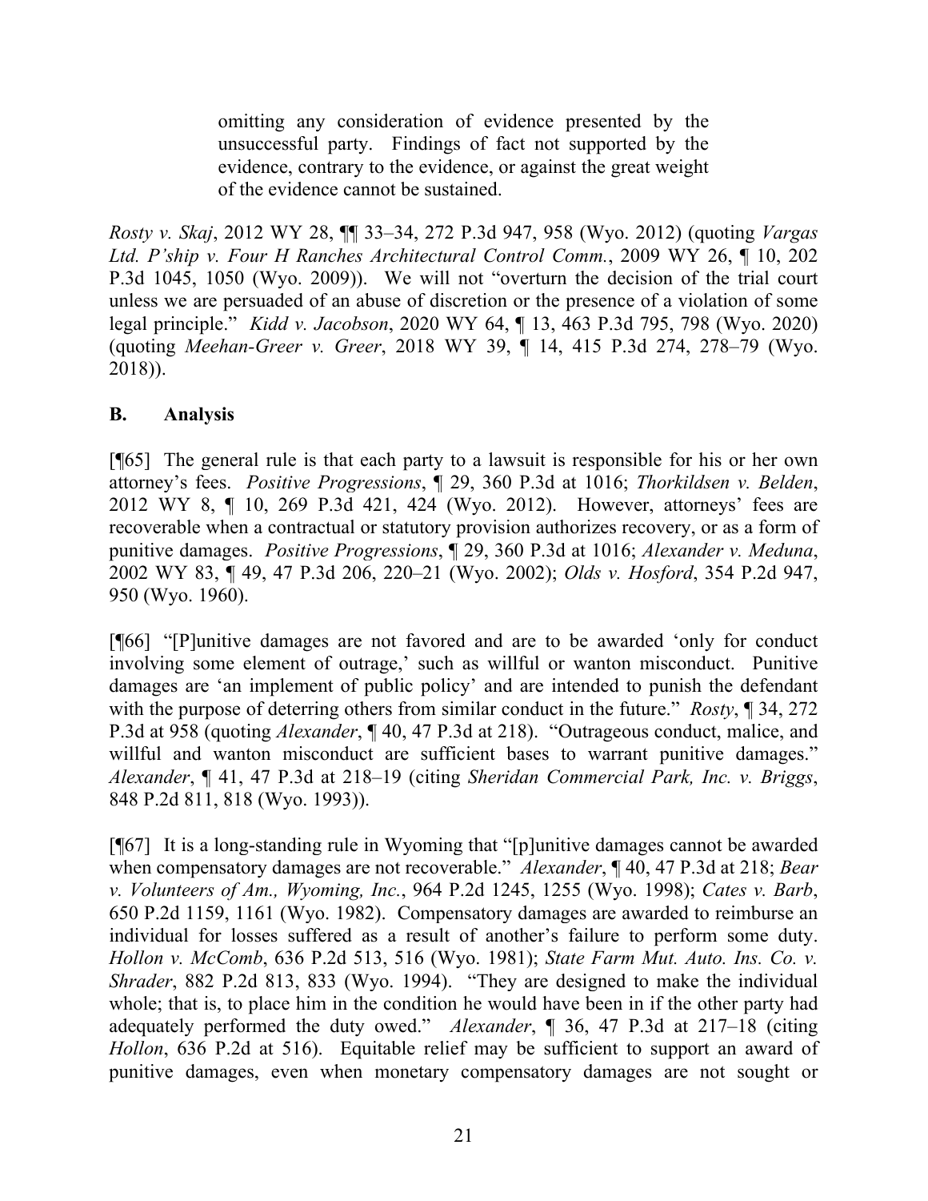> omitting any consideration of evidence presented by the unsuccessful party. Findings of fact not supported by the evidence, contrary to the evidence, or against the great weight of the evidence cannot be sustained.

*Rosty v. Skaj*, 2012 WY 28, ¶¶ 33–34, 272 P.3d 947, 958 (Wyo. 2012) (quoting *Vargas Ltd. P'ship v. Four H Ranches Architectural Control Comm.*, 2009 WY 26, ¶ 10, 202 P.3d 1045, 1050 (Wyo. 2009)). We will not "overturn the decision of the trial court unless we are persuaded of an abuse of discretion or the presence of a violation of some legal principle." *Kidd v. Jacobson*, 2020 WY 64, ¶ 13, 463 P.3d 795, 798 (Wyo. 2020) (quoting *Meehan-Greer v. Greer*, 2018 WY 39, ¶ 14, 415 P.3d 274, 278–79 (Wyo. 2018)).

## B. Analysis

[¶65] The general rule is that each party to a lawsuit is responsible for his or her own attorney's fees. *Positive Progressions*, ¶ 29, 360 P.3d at 1016; *Thorkildsen v. Belden*, 2012 WY 8, ¶ 10, 269 P.3d 421, 424 (Wyo. 2012). However, attorneys' fees are recoverable when a contractual or statutory provision authorizes recovery, or as a form of punitive damages. *Positive Progressions*, ¶ 29, 360 P.3d at 1016; *Alexander v. Meduna*, 2002 WY 83, ¶ 49, 47 P.3d 206, 220–21 (Wyo. 2002); *Olds v. Hosford*, 354 P.2d 947, 950 (Wyo. 1960).

[¶66] "[P]unitive damages are not favored and are to be awarded 'only for conduct involving some element of outrage,' such as willful or wanton misconduct. Punitive damages are 'an implement of public policy' and are intended to punish the defendant with the purpose of deterring others from similar conduct in the future." *Rosty*, ¶ 34, 272 P.3d at 958 (quoting *Alexander*, ¶ 40, 47 P.3d at 218). "Outrageous conduct, malice, and willful and wanton misconduct are sufficient bases to warrant punitive damages." *Alexander*, ¶ 41, 47 P.3d at 218–19 (citing *Sheridan Commercial Park, Inc. v. Briggs*, 848 P.2d 811, 818 (Wyo. 1993)).

[¶67] It is a long-standing rule in Wyoming that "[p]unitive damages cannot be awarded when compensatory damages are not recoverable." *Alexander*, ¶ 40, 47 P.3d at 218; *Bear v. Volunteers of Am., Wyoming, Inc.*, 964 P.2d 1245, 1255 (Wyo. 1998); *Cates v. Barb*, 650 P.2d 1159, 1161 (Wyo. 1982). Compensatory damages are awarded to reimburse an individual for losses suffered as a result of another's failure to perform some duty. *Hollon v. McComb*, 636 P.2d 513, 516 (Wyo. 1981); *State Farm Mut. Auto. Ins. Co. v. Shrader*, 882 P.2d 813, 833 (Wyo. 1994). "They are designed to make the individual whole; that is, to place him in the condition he would have been in if the other party had adequately performed the duty owed." *Alexander*, ¶ 36, 47 P.3d at 217–18 (citing *Hollon*, 636 P.2d at 516). Equitable relief may be sufficient to support an award of punitive damages, even when monetary compensatory damages are not sought or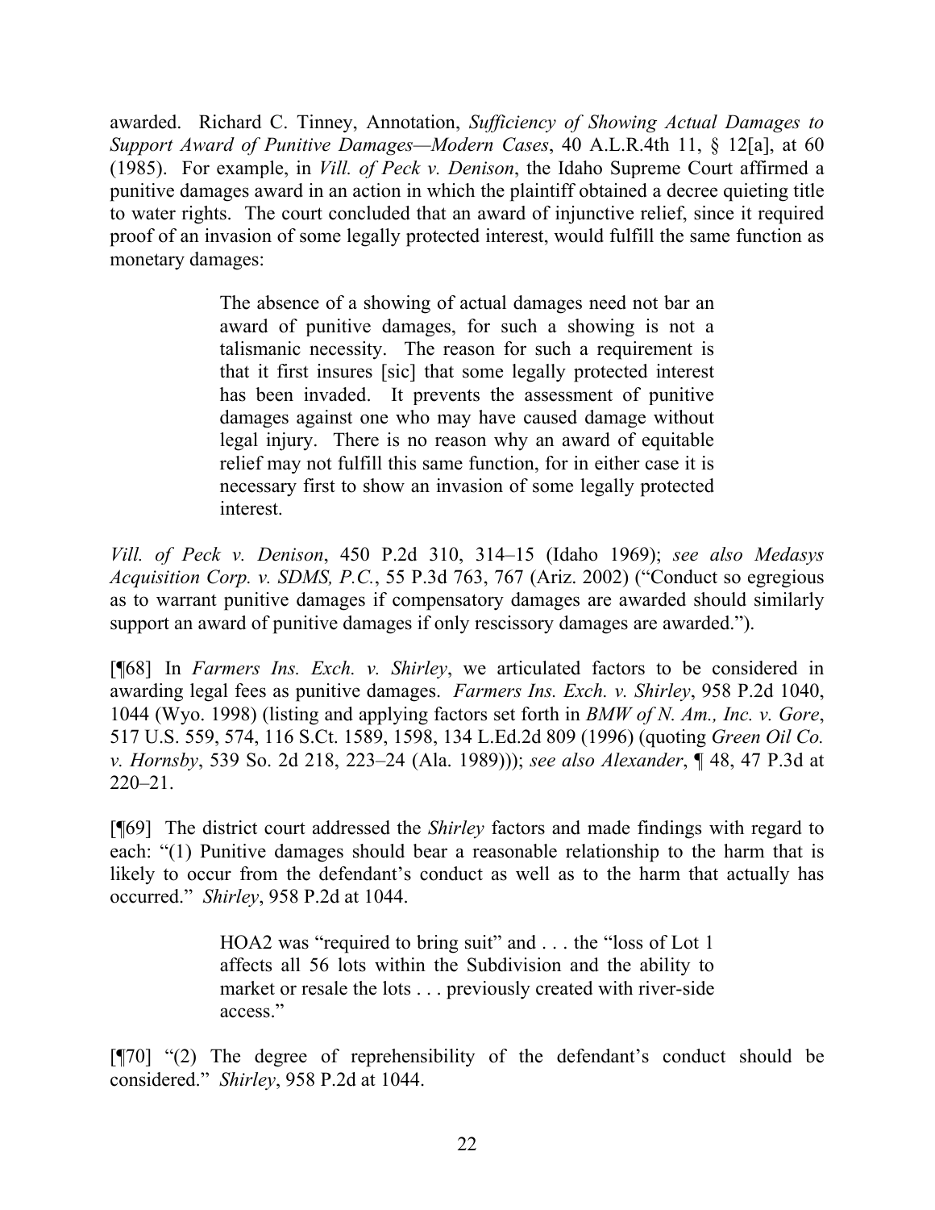awarded. Richard C. Tinney, Annotation, *Sufficiency of Showing Actual Damages to Support Award of Punitive Damages—Modern Cases*, 40 A.L.R.4th 11, § 12[a], at 60 (1985). For example, in *Vill. of Peck v. Denison*, the Idaho Supreme Court affirmed a punitive damages award in an action in which the plaintiff obtained a decree quieting title to water rights. The court concluded that an award of injunctive relief, since it required proof of an invasion of some legally protected interest, would fulfill the same function as monetary damages:

> The absence of a showing of actual damages need not bar an award of punitive damages, for such a showing is not a talismanic necessity. The reason for such a requirement is that it first insures [sic] that some legally protected interest has been invaded. It prevents the assessment of punitive damages against one who may have caused damage without legal injury. There is no reason why an award of equitable relief may not fulfill this same function, for in either case it is necessary first to show an invasion of some legally protected interest.

*Vill. of Peck v. Denison*, 450 P.2d 310, 314–15 (Idaho 1969); *see also Medasys Acquisition Corp. v. SDMS, P.C.*, 55 P.3d 763, 767 (Ariz. 2002) ("Conduct so egregious as to warrant punitive damages if compensatory damages are awarded should similarly support an award of punitive damages if only rescissory damages are awarded.").

[¶68] In *Farmers Ins. Exch. v. Shirley*, we articulated factors to be considered in awarding legal fees as punitive damages. *Farmers Ins. Exch. v. Shirley*, 958 P.2d 1040, 1044 (Wyo. 1998) (listing and applying factors set forth in *BMW of N. Am., Inc. v. Gore*, 517 U.S. 559, 574, 116 S.Ct. 1589, 1598, 134 L.Ed.2d 809 (1996) (quoting *Green Oil Co. v. Hornsby*, 539 So. 2d 218, 223–24 (Ala. 1989))); *see also Alexander*, ¶ 48, 47 P.3d at 220–21.

[¶69] The district court addressed the *Shirley* factors and made findings with regard to each: "(1) Punitive damages should bear a reasonable relationship to the harm that is likely to occur from the defendant's conduct as well as to the harm that actually has occurred." *Shirley*, 958 P.2d at 1044.

> HOA2 was "required to bring suit" and . . . the "loss of Lot 1 affects all 56 lots within the Subdivision and the ability to market or resale the lots . . . previously created with river-side access."

[¶70] "(2) The degree of reprehensibility of the defendant's conduct should be considered." *Shirley*, 958 P.2d at 1044.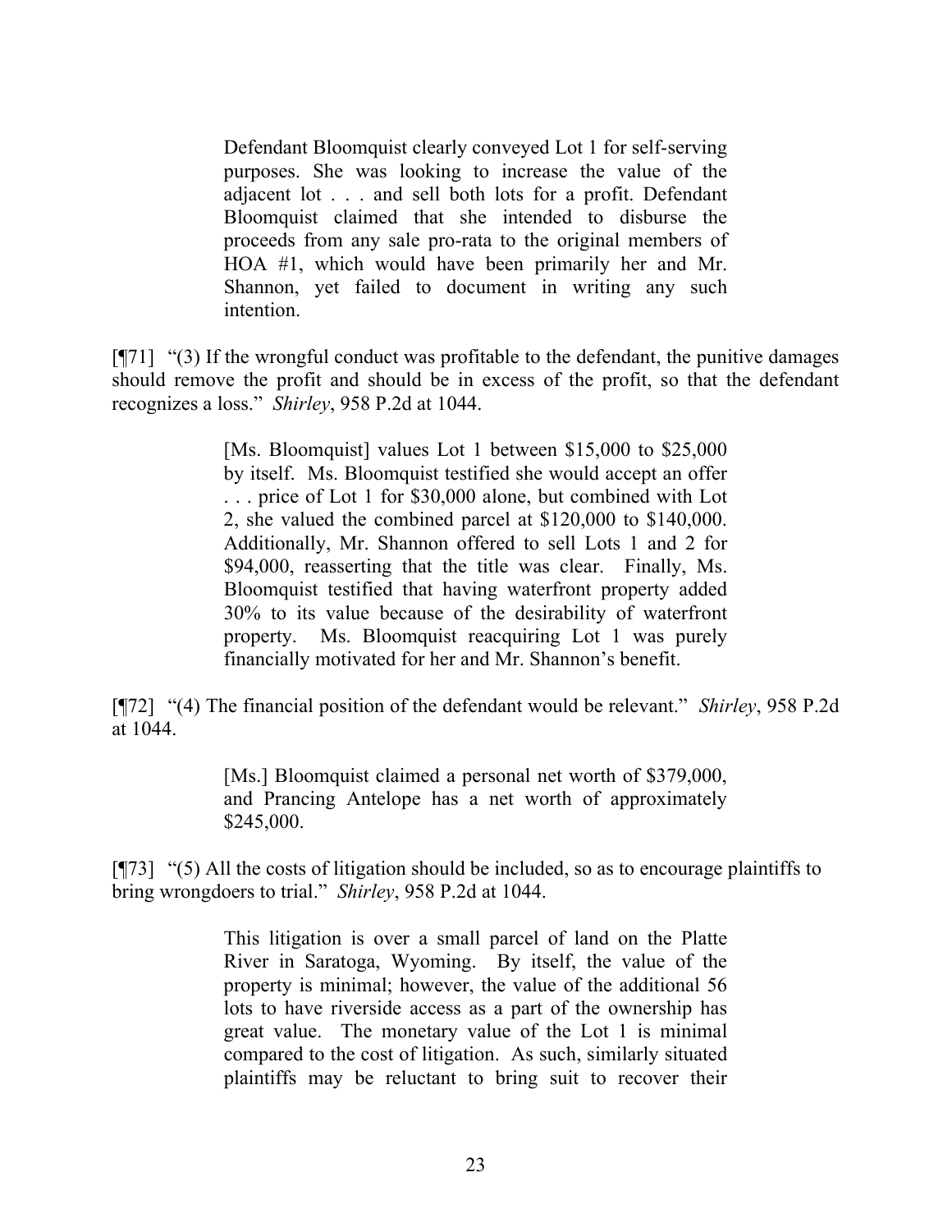> Defendant Bloomquist clearly conveyed Lot 1 for self-serving purposes. She was looking to increase the value of the adjacent lot . . . and sell both lots for a profit. Defendant Bloomquist claimed that she intended to disburse the proceeds from any sale pro-rata to the original members of HOA #1, which would have been primarily her and Mr. Shannon, yet failed to document in writing any such intention.

[¶71] "(3) If the wrongful conduct was profitable to the defendant, the punitive damages should remove the profit and should be in excess of the profit, so that the defendant recognizes a loss." *Shirley*, 958 P.2d at 1044.

> [Ms. Bloomquist] values Lot 1 between $15,000 to $25,000 by itself. Ms. Bloomquist testified she would accept an offer . . . price of Lot 1 for $30,000 alone, but combined with Lot 2, she valued the combined parcel at $120,000 to $140,000. Additionally, Mr. Shannon offered to sell Lots 1 and 2 for $94,000, reasserting that the title was clear. Finally, Ms. Bloomquist testified that having waterfront property added 30% to its value because of the desirability of waterfront property. Ms. Bloomquist reacquiring Lot 1 was purely financially motivated for her and Mr. Shannon's benefit.

[¶72] "(4) The financial position of the defendant would be relevant." *Shirley*, 958 P.2d at 1044.

> [Ms.] Bloomquist claimed a personal net worth of $379,000, and Prancing Antelope has a net worth of approximately $245,000.

[¶73] "(5) All the costs of litigation should be included, so as to encourage plaintiffs to bring wrongdoers to trial." *Shirley*, 958 P.2d at 1044.

> This litigation is over a small parcel of land on the Platte River in Saratoga, Wyoming. By itself, the value of the property is minimal; however, the value of the additional 56 lots to have riverside access as a part of the ownership has great value. The monetary value of the Lot 1 is minimal compared to the cost of litigation. As such, similarly situated plaintiffs may be reluctant to bring suit to recover their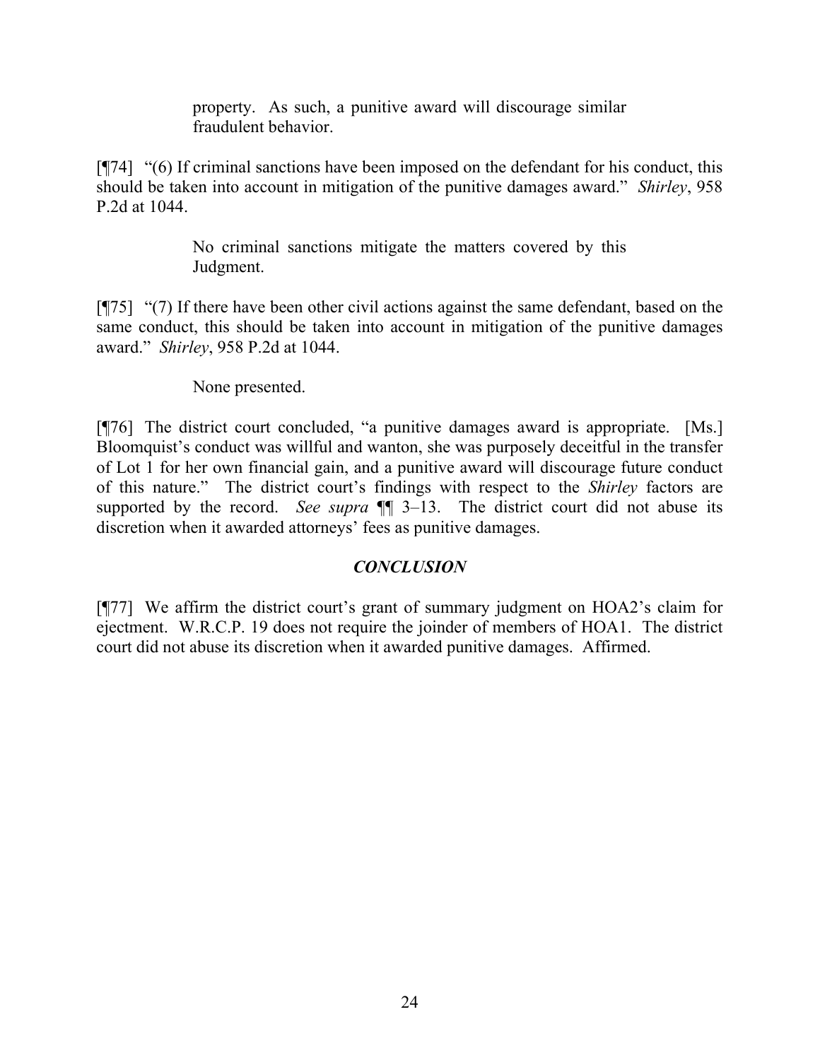> property. As such, a punitive award will discourage similar fraudulent behavior.

[¶74] "(6) If criminal sanctions have been imposed on the defendant for his conduct, this should be taken into account in mitigation of the punitive damages award." *Shirley*, 958 P.2d at 1044.

> No criminal sanctions mitigate the matters covered by this Judgment.

[¶75] "(7) If there have been other civil actions against the same defendant, based on the same conduct, this should be taken into account in mitigation of the punitive damages award." *Shirley*, 958 P.2d at 1044.

> None presented.

[¶76] The district court concluded, "a punitive damages award is appropriate. [Ms.] Bloomquist's conduct was willful and wanton, she was purposely deceitful in the transfer of Lot 1 for her own financial gain, and a punitive award will discourage future conduct of this nature." The district court's findings with respect to the *Shirley* factors are supported by the record. *See supra* ¶¶ 3–13. The district court did not abuse its discretion when it awarded attorneys' fees as punitive damages.

## *CONCLUSION*

[¶77] We affirm the district court's grant of summary judgment on HOA2's claim for ejectment. W.R.C.P. 19 does not require the joinder of members of HOA1. The district court did not abuse its discretion when it awarded punitive damages. Affirmed.